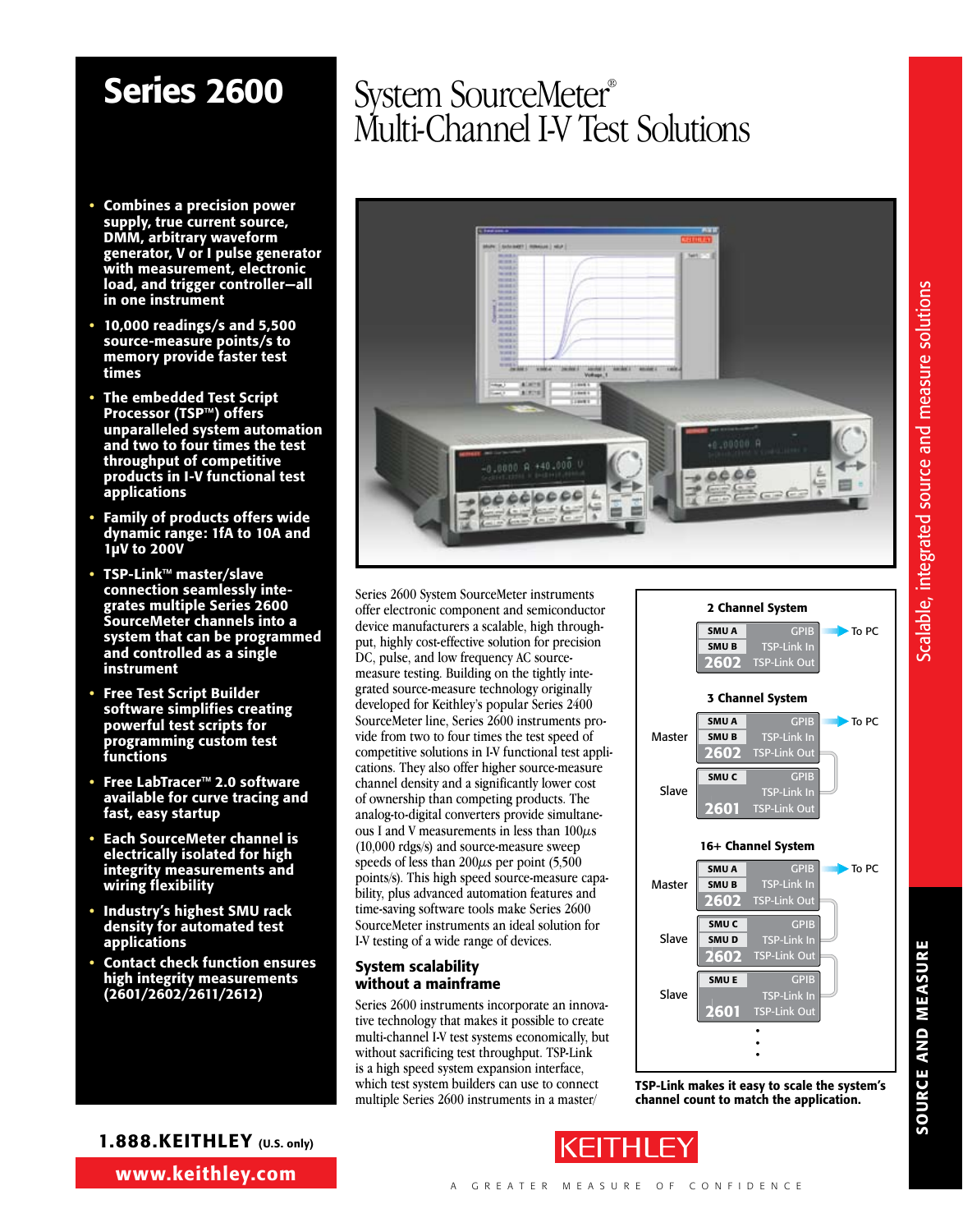# Series 2600

## System SourceMeter® Multi-Channel I-V Test Solutions

- **Combines a precision power supply, true current source, DMM, arbitrary waveform generator, V or I pulse generator with measurement, electronic load, and trigger controller—all in one instrument**
- **10,000 readings/s and 5,500 source-measure points/s to memory provide faster test times**
- **The embedded Test Script Processor (TSP™) offers unparalleled system automation and two to four times the test throughput of competitive products in I-V functional test applications**
- **Family of products offers wide dynamic range: 1fA to 10A and 1µV to 200V**
- **TSP-Link™ master/slave connection seamlessly integrates multiple Series 2600 SourceMeter channels into a system that can be programmed and controlled as a single instrument**
- **Free Test Script Builder software simplifies creating powerful test scripts for programming custom test functions**
- **Free LabTracer™ 2.0 software available for curve tracing and fast, easy startup**
- **Each SourceMeter channel is electrically isolated for high integrity measurements and wiring flexibility**
- **Industry's highest SMU rack density for automated test applications**
- **Contact check function ensures high integrity measurements (2601/2602/2611/2612)**

Series 2600 System SourceMeter instruments offer electronic component and semiconductor device manufacturers a scalable, high throughput, highly cost-effective solution for precision DC, pulse, and low frequency AC source-measure testing. Building on the tightly integrated source-measure technology originally developed for Keithley's popular Series 2400 SourceMeter line, Series 2600 instruments provide from two to four times the test speed of competitive solutions in I-V functional test applications. They also offer higher source-measure channel density and a significantly lower cost of ownership than competing products. The analog-to-digital converters provide simultaneous I and V measurements in less than 100µs (10,000 rdgs/s) and source-measure sweep speeds of less than 200µs per point (5,500 points/s). This high speed source-measure capability, plus advanced automation features and time-saving software tools make Series 2600 SourceMeter instruments an ideal solution for I-V testing of a wide range of devices.

### System scalability without a mainframe

Series 2600 instruments incorporate an innovative technology that makes it possible to create multi-channel I-V test systems economically, but without sacrificing test throughput. TSP-Link is a high speed system expansion interface, which test system builders can use to connect multiple Series 2600 instruments in a master/

**2 Channel System**

| | Unit | Connections |
|---|---|---|
| | SMU A / SMU B / 2602 | GPIB → To PC; TSP-Link In; TSP-Link Out |

**3 Channel System**

| | Unit | Connections |
|---|---|---|
| Master | SMU A / SMU B / 2602 | GPIB → To PC; TSP-Link In; TSP-Link Out |
| Slave | SMU C / 2601 | GPIB; TSP-Link In; TSP-Link Out |

**16+ Channel System**

| | Unit | Connections |
|---|---|---|
| Master | SMU A / SMU B / 2602 | GPIB → To PC; TSP-Link In; TSP-Link Out |
| Slave | SMU C / SMU D / 2602 | GPIB; TSP-Link In; TSP-Link Out |
| Slave | SMU E / 2601 | GPIB; TSP-Link In; TSP-Link Out |
| ⋮ | | |

**TSP-Link makes it easy to scale the system's channel count to match the application.**

Scalable, integrated source and measure solutions

SOURCE AND MEASURE

1.888.KEITHLEY (U.S. only)

www.keithley.com

KEITHLEY

A GREATER MEASURE OF CONFIDENCE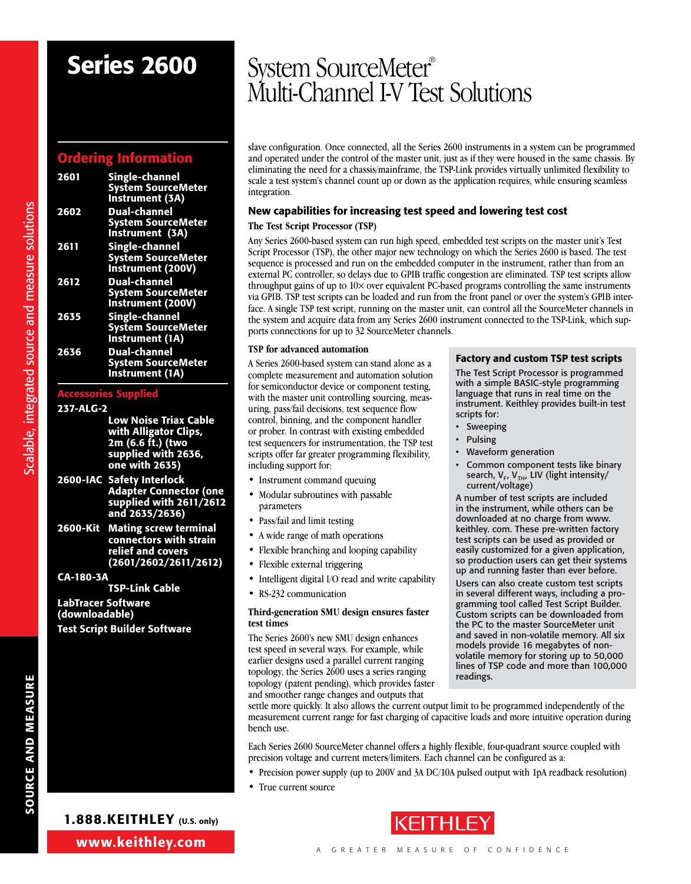# Series 2600

# System SourceMeter® Multi-Channel I-V Test Solutions

## Ordering Information

| | |
|---|---|
| **2601** | **Single-channel System SourceMeter Instrument (3A)** |
| **2602** | **Dual-channel System SourceMeter Instrument (3A)** |
| **2611** | **Single-channel System SourceMeter Instrument (200V)** |
| **2612** | **Dual-channel System SourceMeter Instrument (200V)** |
| **2635** | **Single-channel System SourceMeter Instrument (1A)** |
| **2636** | **Dual-channel System SourceMeter Instrument (1A)** |

## Accessories Supplied

**237-ALG-2** Low Noise Triax Cable with Alligator Clips, 2m (6.6 ft.) (two supplied with 2636, one with 2635)

**2600-IAC** Safety Interlock Adapter Connector (one supplied with 2611/2612 and 2635/2636)

**2600-Kit** Mating screw terminal connectors with strain relief and covers (2601/2602/2611/2612)

**CA-180-3A** TSP-Link Cable

**LabTracer Software (downloadable)**

**Test Script Builder Software**

slave configuration. Once connected, all the Series 2600 instruments in a system can be programmed and operated under the control of the master unit, just as if they were housed in the same chassis. By eliminating the need for a chassis/mainframe, the TSP-Link provides virtually unlimited flexibility to scale a test system's channel count up or down as the application requires, while ensuring seamless integration.

## New capabilities for increasing test speed and lowering test cost

### The Test Script Processor (TSP)

Any Series 2600-based system can run high speed, embedded test scripts on the master unit's Test Script Processor (TSP), the other major new technology on which the Series 2600 is based. The test sequence is processed and run on the embedded computer in the instrument, rather than from an external PC controller, so delays due to GPIB traffic congestion are eliminated. TSP test scripts allow throughput gains of up to 10× over equivalent PC-based programs controlling the same instruments via GPIB. TSP test scripts can be loaded and run from the front panel or over the system's GPIB interface. A single TSP test script, running on the master unit, can control all the SourceMeter channels in the system and acquire data from any Series 2600 instrument connected to the TSP-Link, which supports connections for up to 32 SourceMeter channels.

### TSP for advanced automation

A Series 2600-based system can stand alone as a complete measurement and automation solution for semiconductor device or component testing, with the master unit controlling sourcing, measuring, pass/fail decisions, test sequence flow control, binning, and the component handler or prober. In contrast with existing embedded test sequencers for instrumentation, the TSP test scripts offer far greater programming flexibility, including support for:

- Instrument command queuing
- Modular subroutines with passable parameters
- Pass/fail and limit testing
- A wide range of math operations
- Flexible branching and looping capability
- Flexible external triggering
- Intelligent digital I/O read and write capability
- RS-232 communication

### Third-generation SMU design ensures faster test times

The Series 2600's new SMU design enhances test speed in several ways. For example, while earlier designs used a parallel current ranging topology, the Series 2600 uses a series ranging topology (patent pending), which provides faster and smoother range changes and outputs that settle more quickly. It also allows the current output limit to be programmed independently of the measurement current range for fast charging of capacitive loads and more intuitive operation during bench use.

Each Series 2600 SourceMeter channel offers a highly flexible, four-quadrant source coupled with precision voltage and current meters/limiters. Each channel can be configured as a:

- Precision power supply (up to 200V and 3A DC/10A pulsed output with 1pA readback resolution)
- True current source

### Factory and custom TSP test scripts

The Test Script Processor is programmed with a simple BASIC-style programming language that runs in real time on the instrument. Keithley provides built-in test scripts for:

- Sweeping
- Pulsing
- Waveform generation
- Common component tests like binary search, $V_F$, $V_{TH}$, LIV (light intensity/current/voltage)

A number of test scripts are included in the instrument, while others can be downloaded at no charge from www.keithley.com. These pre-written factory test scripts can be used as provided or easily customized for a given application, so production users can get their systems up and running faster than ever before.

Users can also create custom test scripts in several different ways, including a programming tool called Test Script Builder. Custom scripts can be downloaded from the PC to the master SourceMeter unit and saved in non-volatile memory. All six models provide 16 megabytes of non-volatile memory for storing up to 50,000 lines of TSP code and more than 100,000 readings.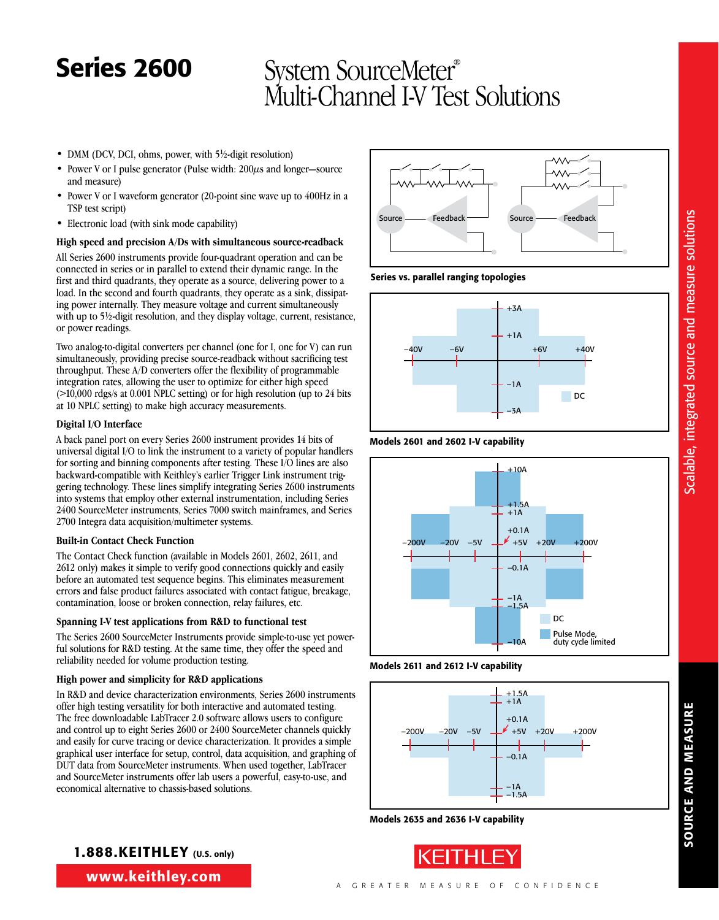# Series 2600

## System SourceMeter® Multi-Channel I-V Test Solutions

- DMM (DCV, DCI, ohms, power, with 5½-digit resolution)
- Power V or I pulse generator (Pulse width: 200µs and longer—source and measure)
- Power V or I waveform generator (20-point sine wave up to 400Hz in a TSP test script)
- Electronic load (with sink mode capability)

### High speed and precision A/Ds with simultaneous source-readback

All Series 2600 instruments provide four-quadrant operation and can be connected in series or in parallel to extend their dynamic range. In the first and third quadrants, they operate as a source, delivering power to a load. In the second and fourth quadrants, they operate as a sink, dissipating power internally. They measure voltage and current simultaneously with up to 5½-digit resolution, and they display voltage, current, resistance, or power readings.

Two analog-to-digital converters per channel (one for I, one for V) can run simultaneously, providing precise source-readback without sacrificing test throughput. These A/D converters offer the flexibility of programmable integration rates, allowing the user to optimize for either high speed (>10,000 rdgs/s at 0.001 NPLC setting) or for high resolution (up to 24 bits at 10 NPLC setting) to make high accuracy measurements.

### Digital I/O Interface

A back panel port on every Series 2600 instrument provides 14 bits of universal digital I/O to link the instrument to a variety of popular handlers for sorting and binning components after testing. These I/O lines are also backward-compatible with Keithley's earlier Trigger Link instrument triggering technology. These lines simplify integrating Series 2600 instruments into systems that employ other external instrumentation, including Series 2400 SourceMeter instruments, Series 7000 switch mainframes, and Series 2700 Integra data acquisition/multimeter systems.

### Built-in Contact Check Function

The Contact Check function (available in Models 2601, 2602, 2611, and 2612 only) makes it simple to verify good connections quickly and easily before an automated test sequence begins. This eliminates measurement errors and false product failures associated with contact fatigue, breakage, contamination, loose or broken connection, relay failures, etc.

### Spanning I-V test applications from R&D to functional test

The Series 2600 SourceMeter Instruments provide simple-to-use yet powerful solutions for R&D testing. At the same time, they offer the speed and reliability needed for volume production testing.

### High power and simplicity for R&D applications

In R&D and device characterization environments, Series 2600 instruments offer high testing versatility for both interactive and automated testing. The free downloadable LabTracer 2.0 software allows users to configure and control up to eight Series 2600 or 2400 SourceMeter channels quickly and easily for curve tracing or device characterization. It provides a simple graphical user interface for setup, control, data acquisition, and graphing of DUT data from SourceMeter instruments. When used together, LabTracer and SourceMeter instruments offer lab users a powerful, easy-to-use, and economical alternative to chassis-based solutions.

Series vs. parallel ranging topologies

Models 2601 and 2602 I-V capability

Models 2611 and 2612 I-V capability

Models 2635 and 2636 I-V capability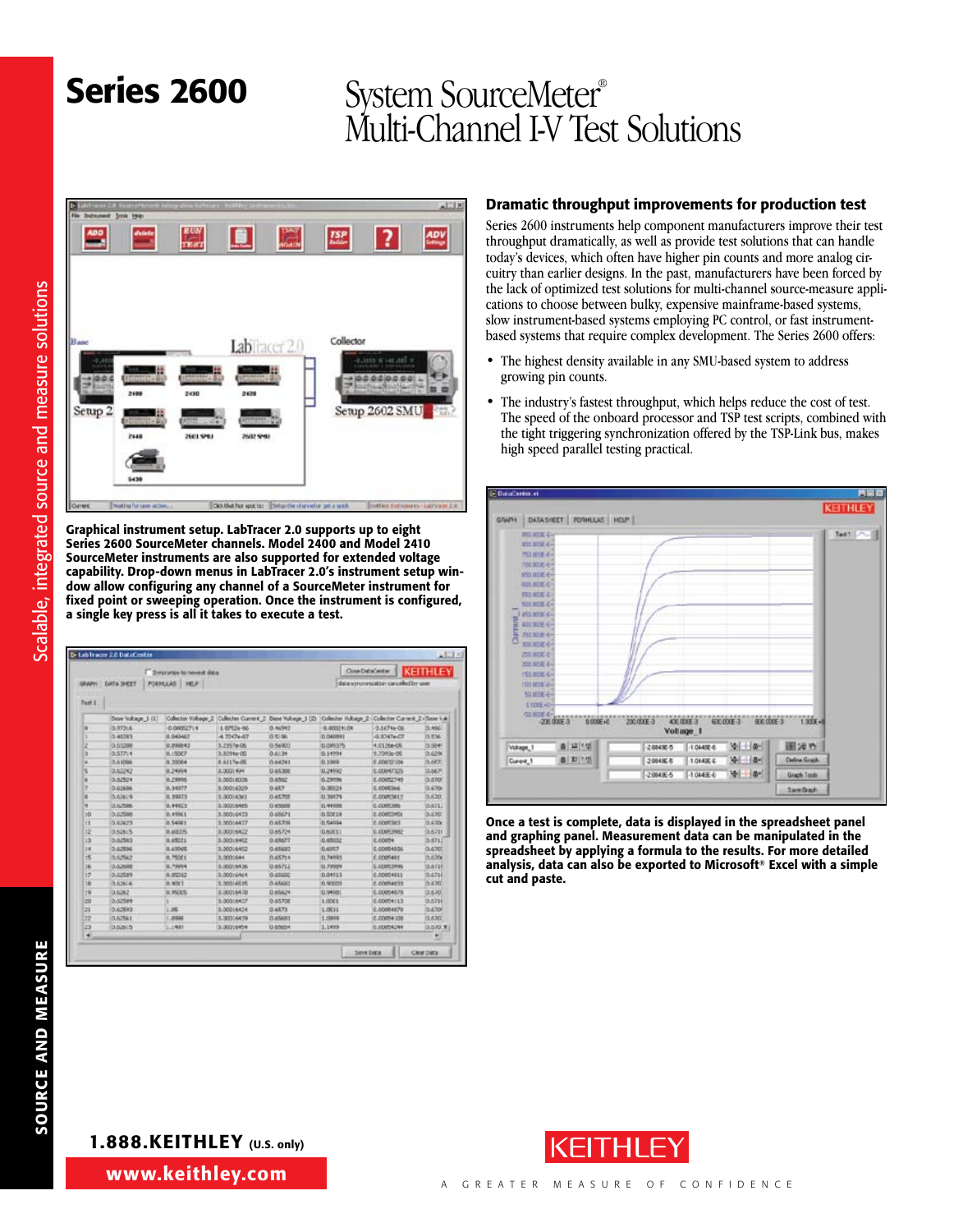# Series 2600

## System SourceMeter® Multi-Channel I-V Test Solutions

**Graphical instrument setup. LabTracer 2.0 supports up to eight Series 2600 SourceMeter channels. Model 2400 and Model 2410 SourceMeter instruments are also supported for extended voltage capability. Drop-down menus in LabTracer 2.0's instrument setup window allow configuring any channel of a SourceMeter instrument for fixed point or sweeping operation. Once the instrument is configured, a single key press is all it takes to execute a test.**

### Dramatic throughput improvements for production test

Series 2600 instruments help component manufacturers improve their test throughput dramatically, as well as provide test solutions that can handle today's devices, which often have higher pin counts and more analog circuitry than earlier designs. In the past, manufacturers have been forced by the lack of optimized test solutions for multi-channel source-measure applications to choose between bulky, expensive mainframe-based systems, slow instrument-based systems employing PC control, or fast instrument-based systems that require complex development. The Series 2600 offers:

- The highest density available in any SMU-based system to address growing pin counts.
- The industry's fastest throughput, which helps reduce the cost of test. The speed of the onboard processor and TSP test scripts, combined with the tight triggering synchronization offered by the TSP-Link bus, makes high speed parallel testing practical.

**Once a test is complete, data is displayed in the spreadsheet panel and graphing panel. Measurement data can be manipulated in the spreadsheet by applying a formula to the results. For more detailed analysis, data can also be exported to Microsoft® Excel with a simple cut and paste.**

**1.888.KEITHLEY** (U.S. only)

**www.keithley.com**

KEITHLEY

A GREATER MEASURE OF CONFIDENCE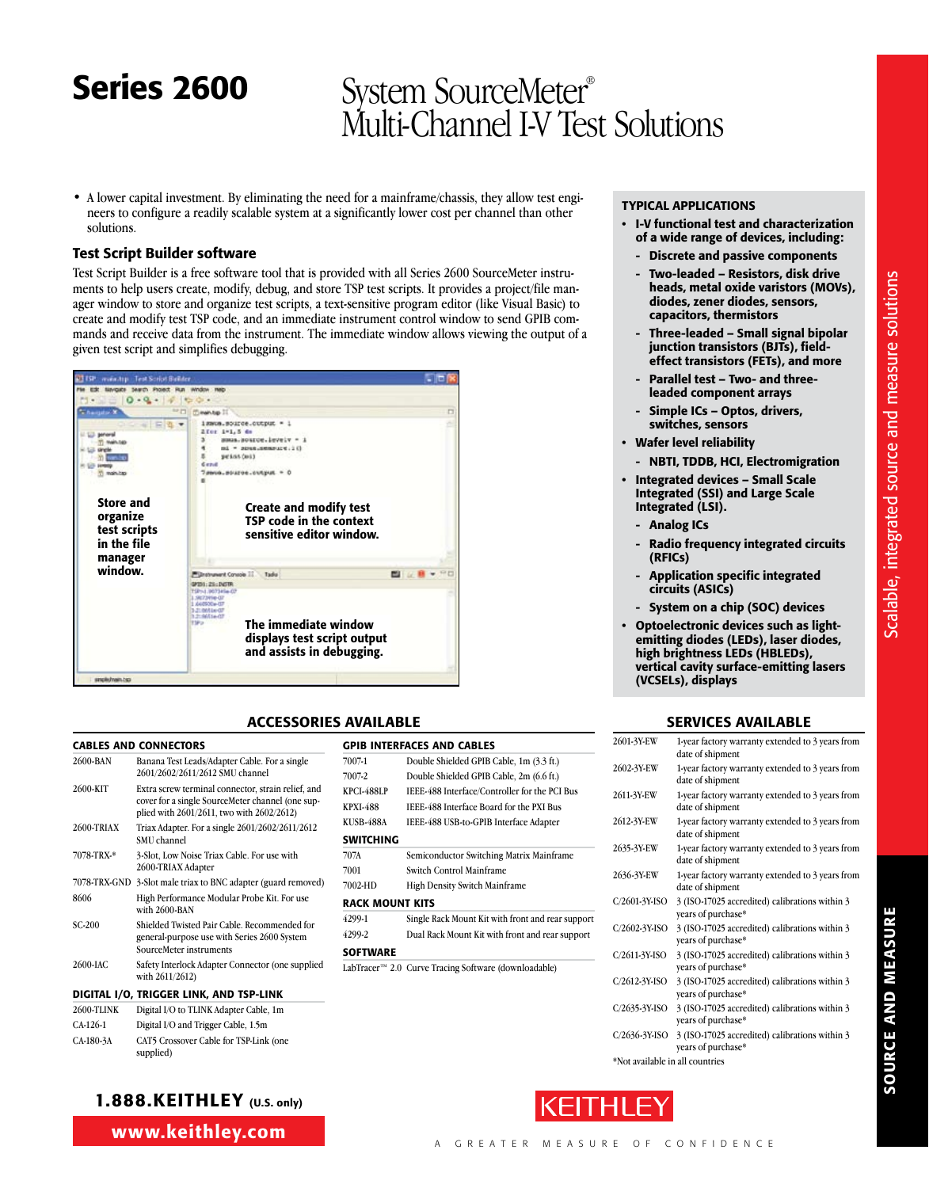# Series 2600

## System SourceMeter® Multi-Channel I-V Test Solutions

- A lower capital investment. By eliminating the need for a mainframe/chassis, they allow test engineers to configure a readily scalable system at a significantly lower cost per channel than other solutions.

### Test Script Builder software

Test Script Builder is a free software tool that is provided with all Series 2600 SourceMeter instruments to help users create, modify, debug, and store TSP test scripts. It provides a project/file manager window to store and organize test scripts, a text-sensitive program editor (like Visual Basic) to create and modify test TSP code, and an immediate instrument control window to send GPIB commands and receive data from the instrument. The immediate window allows viewing the output of a given test script and simplifies debugging.

**Store and organize test scripts in the file manager window.**

**Create and modify test TSP code in the context sensitive editor window.**

**The immediate window displays test script output and assists in debugging.**

### TYPICAL APPLICATIONS

- **I-V functional test and characterization of a wide range of devices, including:**
  - **Discrete and passive components**
  - **Two-leaded – Resistors, disk drive heads, metal oxide varistors (MOVs), diodes, zener diodes, sensors, capacitors, thermistors**
  - **Three-leaded – Small signal bipolar junction transistors (BJTs), field-effect transistors (FETs), and more**
  - **Parallel test – Two- and three-leaded component arrays**
  - **Simple ICs – Optos, drivers, switches, sensors**
- **Wafer level reliability**
  - **NBTI, TDDB, HCI, Electromigration**
- **Integrated devices – Small Scale Integrated (SSI) and Large Scale Integrated (LSI).**
  - **Analog ICs**
  - **Radio frequency integrated circuits (RFICs)**
  - **Application specific integrated circuits (ASICs)**
  - **System on a chip (SOC) devices**
- **Optoelectronic devices such as light-emitting diodes (LEDs), laser diodes, high brightness LEDs (HBLEDs), vertical cavity surface-emitting lasers (VCSELs), displays**

## ACCESSORIES AVAILABLE

### CABLES AND CONNECTORS

| | |
|---|---|
| 2600-BAN | Banana Test Leads/Adapter Cable. For a single 2601/2602/2611/2612 SMU channel |
| 2600-KIT | Extra screw terminal connector, strain relief, and cover for a single SourceMeter channel (one supplied with 2601/2611, two with 2602/2612) |
| 2600-TRIAX | Triax Adapter. For a single 2601/2602/2611/2612 SMU channel |
| 7078-TRX-* | 3-Slot, Low Noise Triax Cable. For use with 2600-TRIAX Adapter |
| 7078-TRX-GND | 3-Slot male triax to BNC adapter (guard removed) |
| 8606 | High Performance Modular Probe Kit. For use with 2600-BAN |
| SC-200 | Shielded Twisted Pair Cable. Recommended for general-purpose use with Series 2600 System SourceMeter instruments |
| 2600-IAC | Safety Interlock Adapter Connector (one supplied with 2611/2612) |

### DIGITAL I/O, TRIGGER LINK, AND TSP-LINK

| | |
|---|---|
| 2600-TLINK | Digital I/O to TLINK Adapter Cable, 1m |
| CA-126-1 | Digital I/O and Trigger Cable, 1.5m |
| CA-180-3A | CAT5 Crossover Cable for TSP-Link (one supplied) |

### GPIB INTERFACES AND CABLES

| | |
|---|---|
| 7007-1 | Double Shielded GPIB Cable, 1m (3.3 ft.) |
| 7007-2 | Double Shielded GPIB Cable, 2m (6.6 ft.) |
| KPCI-488LP | IEEE-488 Interface/Controller for the PCI Bus |
| KPXI-488 | IEEE-488 Interface Board for the PXI Bus |
| KUSB-488A | IEEE-488 USB-to-GPIB Interface Adapter |

### SWITCHING

| | |
|---|---|
| 707A | Semiconductor Switching Matrix Mainframe |
| 7001 | Switch Control Mainframe |
| 7002-HD | High Density Switch Mainframe |

### RACK MOUNT KITS

| | |
|---|---|
| 4299-1 | Single Rack Mount Kit with front and rear support |
| 4299-2 | Dual Rack Mount Kit with front and rear support |

### SOFTWARE

| | |
|---|---|
| LabTracer™ 2.0 | Curve Tracing Software (downloadable) |

## SERVICES AVAILABLE

| | |
|---|---|
| 2601-3Y-EW | 1-year factory warranty extended to 3 years from date of shipment |
| 2602-3Y-EW | 1-year factory warranty extended to 3 years from date of shipment |
| 2611-3Y-EW | 1-year factory warranty extended to 3 years from date of shipment |
| 2612-3Y-EW | 1-year factory warranty extended to 3 years from date of shipment |
| 2635-3Y-EW | 1-year factory warranty extended to 3 years from date of shipment |
| 2636-3Y-EW | 1-year factory warranty extended to 3 years from date of shipment |
| C/2601-3Y-ISO | 3 (ISO-17025 accredited) calibrations within 3 years of purchase* |
| C/2602-3Y-ISO | 3 (ISO-17025 accredited) calibrations within 3 years of purchase* |
| C/2611-3Y-ISO | 3 (ISO-17025 accredited) calibrations within 3 years of purchase* |
| C/2612-3Y-ISO | 3 (ISO-17025 accredited) calibrations within 3 years of purchase* |
| C/2635-3Y-ISO | 3 (ISO-17025 accredited) calibrations within 3 years of purchase* |
| C/2636-3Y-ISO | 3 (ISO-17025 accredited) calibrations within 3 years of purchase* |

*Not available in all countries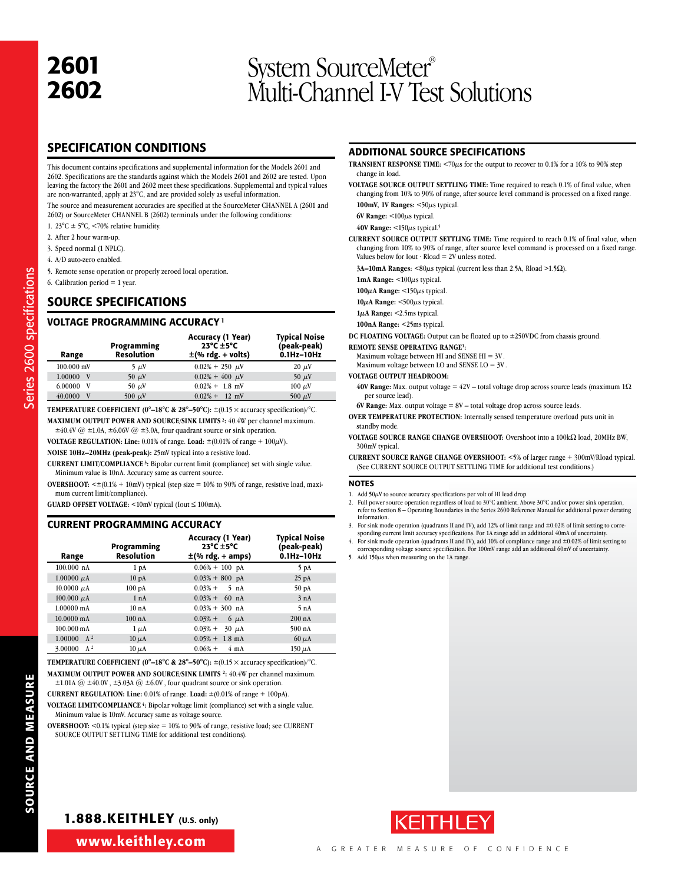# 2601
# 2602

# System SourceMeter® Multi-Channel I-V Test Solutions

## SPECIFICATION CONDITIONS

This document contains specifications and supplemental information for the Models 2601 and 2602. Specifications are the standards against which the Models 2601 and 2602 are tested. Upon leaving the factory the 2601 and 2602 meet these specifications. Supplemental and typical values are non-warranted, apply at 23°C, and are provided solely as useful information.

The source and measurement accuracies are specified at the SourceMeter CHANNEL A (2601 and 2602) or SourceMeter CHANNEL B (2602) terminals under the following conditions:

1. 23°C ± 5°C, <70% relative humidity.
2. After 2 hour warm-up.
3. Speed normal (1 NPLC).
4. A/D auto-zero enabled.
5. Remote sense operation or properly zeroed local operation.
6. Calibration period = 1 year.

## SOURCE SPECIFICATIONS

### VOLTAGE PROGRAMMING ACCURACY [1]

| Range | Programming Resolution | Accuracy (1 Year) 23°C ±5°C ±(% rdg. + volts) | Typical Noise (peak-peak) 0.1Hz–10Hz |
|---|---|---|---|
| 100.000 mV | 5 µV | 0.02% + 250 µV | 20 µV |
| 1.00000 V | 50 µV | 0.02% + 400 µV | 50 µV |
| 6.00000 V | 50 µV | 0.02% + 1.8 mV | 100 µV |
| 40.0000 V | 500 µV | 0.02% + 12 mV | 500 µV |

**TEMPERATURE COEFFICIENT (0°–18°C & 28°–50°C):** ±(0.15 × accuracy specification)/°C.

**MAXIMUM OUTPUT POWER AND SOURCE/SINK LIMITS [2]:** 40.4W per channel maximum. ±40.4V @ ±1.0A, ±6.06V @ ±3.0A, four quadrant source or sink operation.

**VOLTAGE REGULATION: Line:** 0.01% of range. **Load:** ±(0.01% of range + 100µV).

**NOISE 10Hz–20MHz (peak-peak):** 25mV typical into a resistive load.

**CURRENT LIMIT/COMPLIANCE [3]:** Bipolar current limit (compliance) set with single value. Minimum value is 10nA. Accuracy same as current source.

**OVERSHOOT:** <±(0.1% + 10mV) typical (step size = 10% to 90% of range, resistive load, maximum current limit/compliance).

**GUARD OFFSET VOLTAGE:** <10mV typical (Iout ≤ 100mA).

### CURRENT PROGRAMMING ACCURACY

| Range | Programming Resolution | Accuracy (1 Year) 23°C ±5°C ±(% rdg. + amps) | Typical Noise (peak-peak) 0.1Hz–10Hz |
|---|---|---|---|
| 100.000 nA | 1 pA | 0.06% + 100 pA | 5 pA |
| 1.00000 µA | 10 pA | 0.03% + 800 pA | 25 pA |
| 10.0000 µA | 100 pA | 0.03% + 5 nA | 50 pA |
| 100.000 µA | 1 nA | 0.03% + 60 nA | 3 nA |
| 1.00000 mA | 10 nA | 0.03% + 300 nA | 5 nA |
| 10.0000 mA | 100 nA | 0.03% + 6 µA | 200 nA |
| 100.000 mA | 1 µA | 0.03% + 30 µA | 500 nA |
| 1.00000 A [2] | 10 µA | 0.05% + 1.8 mA | 60 µA |
| 3.00000 A [2] | 10 µA | 0.06% + 4 mA | 150 µA |

**TEMPERATURE COEFFICIENT (0°–18°C & 28°–50°C):** ±(0.15 × accuracy specification)/°C.

**MAXIMUM OUTPUT POWER AND SOURCE/SINK LIMITS [2]:** 40.4W per channel maximum. ±1.01A @ ±40.0V, ±3.03A @ ±6.0V, four quadrant source or sink operation.

**CURRENT REGULATION: Line:** 0.01% of range. **Load:** ±(0.01% of range + 100pA).

**VOLTAGE LIMIT/COMPLIANCE [4]:** Bipolar voltage limit (compliance) set with a single value. Minimum value is 10mV. Accuracy same as voltage source.

**OVERSHOOT:** <0.1% typical (step size = 10% to 90% of range, resistive load; see CURRENT SOURCE OUTPUT SETTLING TIME for additional test conditions).

## ADDITIONAL SOURCE SPECIFICATIONS

**TRANSIENT RESPONSE TIME:** <70µs for the output to recover to 0.1% for a 10% to 90% step change in load.

**VOLTAGE SOURCE OUTPUT SETTLING TIME:** Time required to reach 0.1% of final value, when changing from 10% to 90% of range, after source level command is processed on a fixed range.

- **100mV, 1V Ranges:** <50µs typical.
- **6V Range:** <100µs typical.
- **40V Range:** <150µs typical.[5]

**CURRENT SOURCE OUTPUT SETTLING TIME:** Time required to reach 0.1% of final value, when changing from 10% to 90% of range, after source level command is processed on a fixed range. Values below for Iout · Rload = 2V unless noted.

- **3A–10mA Ranges:** <80µs typical (current less than 2.5A, Rload >1.5Ω).
- **1mA Range:** <100µs typical.
- **100µA Range:** <150µs typical.
- **10µA Range:** <500µs typical.
- **1µA Range:** <2.5ms typical.
- **100nA Range:** <25ms typical.

**DC FLOATING VOLTAGE:** Output can be floated up to ±250VDC from chassis ground.

**REMOTE SENSE OPERATING RANGE[1]:**
Maximum voltage between HI and SENSE HI = 3V.
Maximum voltage between LO and SENSE LO = 3V.

**VOLTAGE OUTPUT HEADROOM:**

- **40V Range:** Max. output voltage = 42V – total voltage drop across source leads (maximum 1Ω per source lead).
- **6V Range:** Max. output voltage = 8V – total voltage drop across source leads.

**OVER TEMPERATURE PROTECTION:** Internally sensed temperature overload puts unit in standby mode.

**VOLTAGE SOURCE RANGE CHANGE OVERSHOOT:** Overshoot into a 100kΩ load, 20MHz BW, 300mV typical.

**CURRENT SOURCE RANGE CHANGE OVERSHOOT:** <5% of larger range + 300mV/Rload typical. (See CURRENT SOURCE OUTPUT SETTLING TIME for additional test conditions.)

### NOTES

1. Add 50µV to source accuracy specifications per volt of HI lead drop.
2. Full power source operation regardless of load to 30°C ambient. Above 30°C and/or power sink operation, refer to Section 8 – Operating Boundaries in the Series 2600 Reference Manual for additional power derating information.
3. For sink mode operation (quadrants II and IV), add 12% of limit range and ±0.02% of limit setting to corresponding current limit accuracy specifications. For 1A range add an additional 40mA of uncertainty.
4. For sink mode operation (quadrants II and IV), add 10% of compliance range and ±0.02% of limit setting to corresponding voltage source specification. For 100mV range add an additional 60mV of uncertainty.
5. Add 150µs when measuring on the 1A range.

1.888.KEITHLEY (U.S. only)
www.keithley.com
KEITHLEY — A GREATER MEASURE OF CONFIDENCE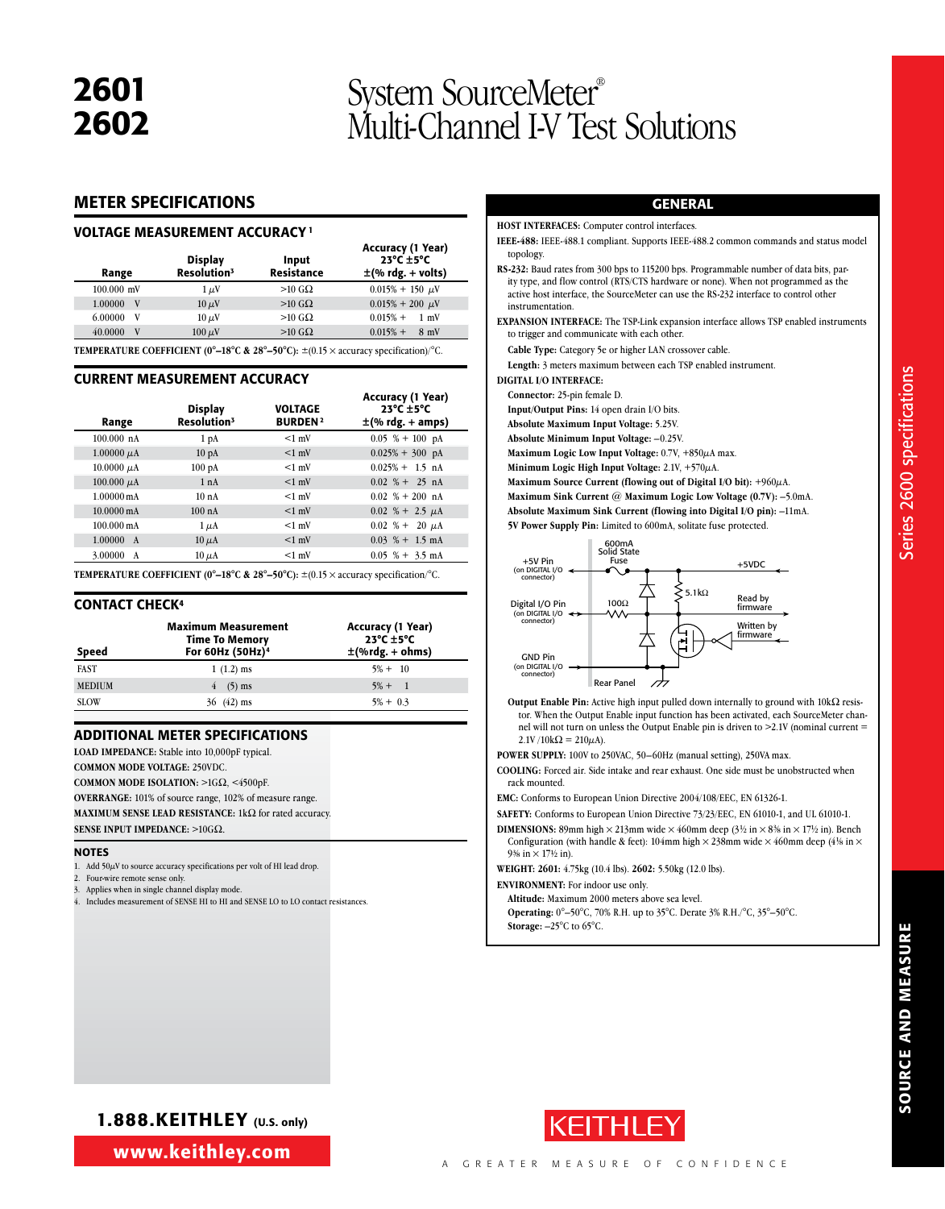# 2601
# 2602

# System SourceMeter® Multi-Channel I-V Test Solutions

## METER SPECIFICATIONS

### VOLTAGE MEASUREMENT ACCURACY [1]

| Range | Display Resolution[3] | Input Resistance | Accuracy (1 Year) 23°C ±5°C ±(% rdg. + volts) |
|---|---|---|---|
| 100.000 mV | 1 µV | >10 GΩ | 0.015% + 150 µV |
| 1.00000 V | 10 µV | >10 GΩ | 0.015% + 200 µV |
| 6.00000 V | 10 µV | >10 GΩ | 0.015% + 1 mV |
| 40.0000 V | 100 µV | >10 GΩ | 0.015% + 8 mV |

**TEMPERATURE COEFFICIENT (0°–18°C & 28°–50°C):** ±(0.15 × accuracy specification)/°C.

### CURRENT MEASUREMENT ACCURACY

| Range | Display Resolution[3] | VOLTAGE BURDEN[2] | Accuracy (1 Year) 23°C ±5°C ±(% rdg. + amps) |
|---|---|---|---|
| 100.000 nA | 1 pA | <1 mV | 0.05 % + 100 pA |
| 1.00000 µA | 10 pA | <1 mV | 0.025% + 300 pA |
| 10.0000 µA | 100 pA | <1 mV | 0.025% + 1.5 nA |
| 100.000 µA | 1 nA | <1 mV | 0.02 % + 25 nA |
| 1.00000 mA | 10 nA | <1 mV | 0.02 % + 200 nA |
| 10.0000 mA | 100 nA | <1 mV | 0.02 % + 2.5 µA |
| 100.000 mA | 1 µA | <1 mV | 0.02 % + 20 µA |
| 1.00000 A | 10 µA | <1 mV | 0.03 % + 1.5 mA |
| 3.00000 A | 10 µA | <1 mV | 0.05 % + 3.5 mA |

**TEMPERATURE COEFFICIENT (0°–18°C & 28°–50°C):** ±(0.15 × accuracy specification)/°C.

### CONTACT CHECK[4]

| Speed | Maximum Measurement Time To Memory For 60Hz (50Hz)[4] | Accuracy (1 Year) 23°C ±5°C ±(%rdg. + ohms) |
|---|---|---|
| FAST | 1 (1.2) ms | 5% + 10 |
| MEDIUM | 4 (5) ms | 5% + 1 |
| SLOW | 36 (42) ms | 5% + 0.3 |

### ADDITIONAL METER SPECIFICATIONS

**LOAD IMPEDANCE:** Stable into 10,000pF typical.

**COMMON MODE VOLTAGE:** 250VDC.

**COMMON MODE ISOLATION:** >1GΩ, <4500pF.

**OVERRANGE:** 101% of source range, 102% of measure range.

**MAXIMUM SENSE LEAD RESISTANCE:** 1kΩ for rated accuracy.

**SENSE INPUT IMPEDANCE:** >10GΩ.

### NOTES

1. Add 50µV to source accuracy specifications per volt of HI lead drop.
2. Four-wire remote sense only.
3. Applies when in single channel display mode.
4. Includes measurement of SENSE HI to HI and SENSE LO to LO contact resistances.

## GENERAL

**HOST INTERFACES:** Computer control interfaces.

**IEEE-488:** IEEE-488.1 compliant. Supports IEEE-488.2 common commands and status model topology.

**RS-232:** Baud rates from 300 bps to 115200 bps. Programmable number of data bits, parity type, and flow control (RTS/CTS hardware or none). When not programmed as the active host interface, the SourceMeter can use the RS-232 interface to control other instrumentation.

**EXPANSION INTERFACE:** The TSP-Link expansion interface allows TSP enabled instruments to trigger and communicate with each other.

**Cable Type:** Category 5e or higher LAN crossover cable.

**Length:** 3 meters maximum between each TSP enabled instrument.

**DIGITAL I/O INTERFACE:**

**Connector:** 25-pin female D.

**Input/Output Pins:** 14 open drain I/O bits.

**Absolute Maximum Input Voltage:** 5.25V.

**Absolute Minimum Input Voltage:** –0.25V.

**Maximum Logic Low Input Voltage:** 0.7V, +850µA max.

**Minimum Logic High Input Voltage:** 2.1V, +570µA.

**Maximum Source Current (flowing out of Digital I/O bit):** +960µA.

**Maximum Sink Current @ Maximum Logic Low Voltage (0.7V):** –5.0mA.

**Absolute Maximum Sink Current (flowing into Digital I/O pin):** –11mA.

**5V Power Supply Pin:** Limited to 600mA, solitate fuse protected.

+5V Pin (on DIGITAL I/O connector) — 600mA Solid State Fuse — +5VDC; Digital I/O Pin (on DIGITAL I/O connector) — 100Ω; 5.1kΩ; Read by firmware; Written by firmware; GND Pin (on DIGITAL I/O connector); Rear Panel

**Output Enable Pin:** Active high input pulled down internally to ground with 10kΩ resistor. When the Output Enable input function has been activated, each SourceMeter channel will not turn on unless the Output Enable pin is driven to >2.1V (nominal current = 2.1V /10kΩ = 210µA).

**POWER SUPPLY:** 100V to 250VAC, 50–60Hz (manual setting), 250VA max.

**COOLING:** Forced air. Side intake and rear exhaust. One side must be unobstructed when rack mounted.

**EMC:** Conforms to European Union Directive 2004/108/EEC, EN 61326-1.

**SAFETY:** Conforms to European Union Directive 73/23/EEC, EN 61010-1, and UL 61010-1.

**DIMENSIONS:** 89mm high × 213mm wide × 460mm deep (3½ in × 8⅜ in × 17½ in). Bench Configuration (with handle & feet): 104mm high × 238mm wide × 460mm deep (4⅛ in × 9⅜ in × 17½ in).

**WEIGHT: 2601:** 4.75kg (10.4 lbs). **2602:** 5.50kg (12.0 lbs).

**ENVIRONMENT:** For indoor use only.

**Altitude:** Maximum 2000 meters above sea level.

**Operating:** 0°–50°C, 70% R.H. up to 35°C. Derate 3% R.H./°C, 35°–50°C.

**Storage:** –25°C to 65°C.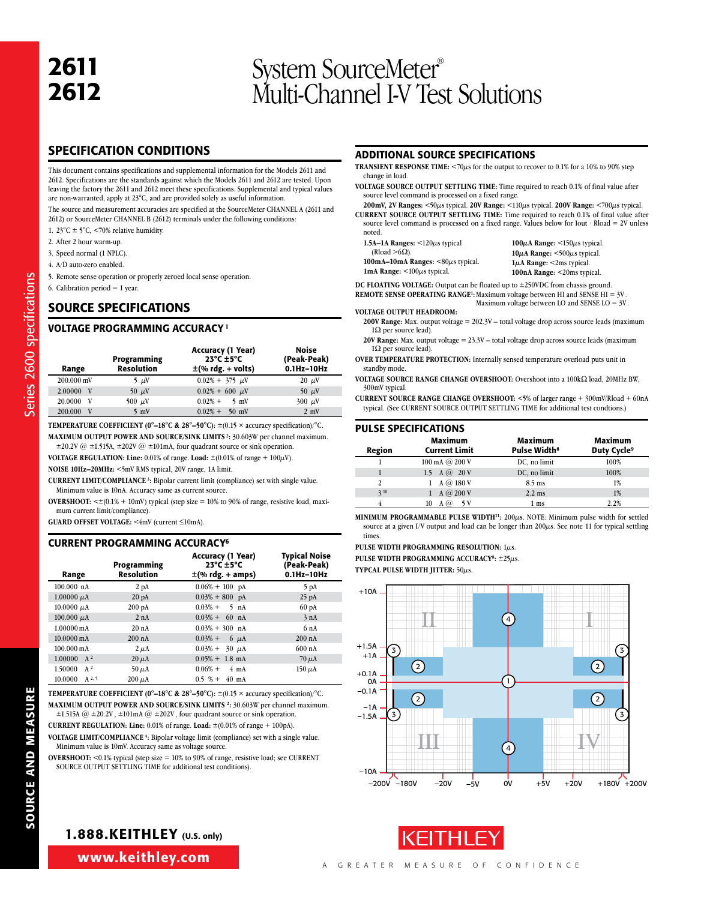# 2611 2612

# System SourceMeter® Multi-Channel I-V Test Solutions

## SPECIFICATION CONDITIONS

This document contains specifications and supplemental information for the Models 2611 and 2612. Specifications are the standards against which the Models 2611 and 2612 are tested. Upon leaving the factory the 2611 and 2612 meet these specifications. Supplemental and typical values are non-warranted, apply at 23°C, and are provided solely as useful information.

The source and measurement accuracies are specified at the SourceMeter CHANNEL A (2611 and 2612) or SourceMeter CHANNEL B (2612) terminals under the following conditions:

1. 23°C ± 5°C, <70% relative humidity.
2. After 2 hour warm-up.
3. Speed normal (1 NPLC).
4. A/D auto-zero enabled.
5. Remote sense operation or properly zeroed local sense operation.
6. Calibration period = 1 year.

## SOURCE SPECIFICATIONS

### VOLTAGE PROGRAMMING ACCURACY [1]

| Range | Programming Resolution | Accuracy (1 Year) 23°C ±5°C ±(% rdg. + volts) | Noise (Peak-Peak) 0.1Hz–10Hz |
|---|---|---|---|
| 200.000 mV | 5 µV | 0.02% + 375 µV | 20 µV |
| 2.00000 V | 50 µV | 0.02% + 600 µV | 50 µV |
| 20.0000 V | 500 µV | 0.02% + 5 mV | 300 µV |
| 200.000 V | 5 mV | 0.02% + 50 mV | 2 mV |

**TEMPERATURE COEFFICIENT (0°–18°C & 28°–50°C):** ±(0.15 × accuracy specification)/°C.

**MAXIMUM OUTPUT POWER AND SOURCE/SINK LIMITS [2]:** 30.603W per channel maximum. ±20.2V @ ±1.515A, ±202V @ ±101mA, four quadrant source or sink operation.

**VOLTAGE REGULATION: Line:** 0.01% of range. **Load:** ±(0.01% of range + 100µV).

**NOISE 10Hz–20MHz:** <5mV RMS typical, 20V range, 1A limit.

**CURRENT LIMIT/COMPLIANCE [3]:** Bipolar current limit (compliance) set with single value. Minimum value is 10nA. Accuracy same as current source.

**OVERSHOOT:** <±(0.1% + 10mV) typical (step size = 10% to 90% of range, resistive load, maximum current limit/compliance).

**GUARD OFFSET VOLTAGE:** <4mV (current ≤10mA).

### CURRENT PROGRAMMING ACCURACY [6]

| Range | Programming Resolution | Accuracy (1 Year) 23°C ±5°C ±(% rdg. + amps) | Typical Noise (Peak-Peak) 0.1Hz–10Hz |
|---|---|---|---|
| 100.000 nA | 2 pA | 0.06% + 100 pA | 5 pA |
| 1.00000 µA | 20 pA | 0.03% + 800 pA | 25 pA |
| 10.0000 µA | 200 pA | 0.03% + 5 nA | 60 pA |
| 100.000 µA | 2 nA | 0.03% + 60 nA | 3 nA |
| 1.00000 mA | 20 nA | 0.03% + 300 nA | 6 nA |
| 10.0000 mA | 200 nA | 0.03% + 6 µA | 200 nA |
| 100.000 mA | 2 µA | 0.03% + 30 µA | 600 nA |
| 1.00000 A [2] | 20 µA | 0.05% + 1.8 mA | 70 µA |
| 1.50000 A [2] | 50 µA | 0.06% + 4 mA | 150 µA |
| 10.0000 A [2,5] | 200 µA | 0.5 % + 40 mA | |

**TEMPERATURE COEFFICIENT (0°–18°C & 28°–50°C):** ±(0.15 × accuracy specification)/°C.

**MAXIMUM OUTPUT POWER AND SOURCE/SINK LIMITS [2]:** 30.603W per channel maximum. ±1.515A @ ±20.2V, ±101mA @ ±202V, four quadrant source or sink operation.

**CURRENT REGULATION: Line:** 0.01% of range. **Load:** ±(0.01% of range + 100pA).

**VOLTAGE LIMIT/COMPLIANCE [4]:** Bipolar voltage limit (compliance) set with a single value. Minimum value is 10mV. Accuracy same as voltage source.

**OVERSHOOT:** <0.1% typical (step size = 10% to 90% of range, resistive load; see CURRENT SOURCE OUTPUT SETTLING TIME for additional test conditions).

## ADDITIONAL SOURCE SPECIFICATIONS

**TRANSIENT RESPONSE TIME:** <70µs for the output to recover to 0.1% for a 10% to 90% step change in load.

**VOLTAGE SOURCE OUTPUT SETTLING TIME:** Time required to reach 0.1% of final value after source level command is processed on a fixed range.

**200mV, 2V Ranges:** <50µs typical. **20V Range:** <110µs typical. **200V Range:** <700µs typical.

**CURRENT SOURCE OUTPUT SETTLING TIME:** Time required to reach 0.1% of final value after source level command is processed on a fixed range. Values below for Iout · Rload = 2V unless noted.

- **1.5A–1A Ranges:** <120µs typical (Rload >6Ω).
- **100mA–10mA Ranges:** <80µs typical.
- **1mA Range:** <100µs typical.
- **100µA Range:** <150µs typical.
- **10µA Range:** <500µs typical.
- **1µA Range:** <2ms typical.
- **100nA Range:** <20ms typical.

**DC FLOATING VOLTAGE:** Output can be floated up to ±250VDC from chassis ground.

**REMOTE SENSE OPERATING RANGE [1]:** Maximum voltage between HI and SENSE HI = 3V. Maximum voltage between LO and SENSE LO = 3V.

**VOLTAGE OUTPUT HEADROOM:**

**200V Range:** Max. output voltage = 202.3V – total voltage drop across source leads (maximum 1Ω per source lead).

**20V Range:** Max. output voltage = 23.3V – total voltage drop across source leads (maximum 1Ω per source lead).

**OVER TEMPERATURE PROTECTION:** Internally sensed temperature overload puts unit in standby mode.

**VOLTAGE SOURCE RANGE CHANGE OVERSHOOT:** Overshoot into a 100kΩ load, 20MHz BW, 300mV typical.

**CURRENT SOURCE RANGE CHANGE OVERSHOOT:** <5% of larger range + 300mV/Rload + 60nA typical. (See CURRENT SOURCE OUTPUT SETTLING TIME for additional test condtions.)

## PULSE SPECIFICATIONS

| Region | Maximum Current Limit | Maximum Pulse Width [8] | Maximum Duty Cycle [9] |
|---|---|---|---|
| 1 | 100 mA @ 200 V | DC, no limit | 100% |
| 1 | 1.5 A @ 20 V | DC, no limit | 100% |
| 2 | 1 A @ 180 V | 8.5 ms | 1% |
| 3 [10] | 1 A @ 200 V | 2.2 ms | 1% |
| 4 | 10 A @ 5 V | 1 ms | 2.2% |

**MINIMUM PROGRAMMABLE PULSE WIDTH [11]:** 200µs. NOTE: Minimum pulse width for settled source at a given I/V output and load can be longer than 200µs. See note 11 for typical settling times.

**PULSE WIDTH PROGRAMMING RESOLUTION:** 1µs.

**PULSE WIDTH PROGRAMMING ACCURACY [8]:** ±25µs.

**TYPCAL PULSE WIDTH JITTER:** 50µs.

1.888.KEITHLEY (U.S. only)

www.keithley.com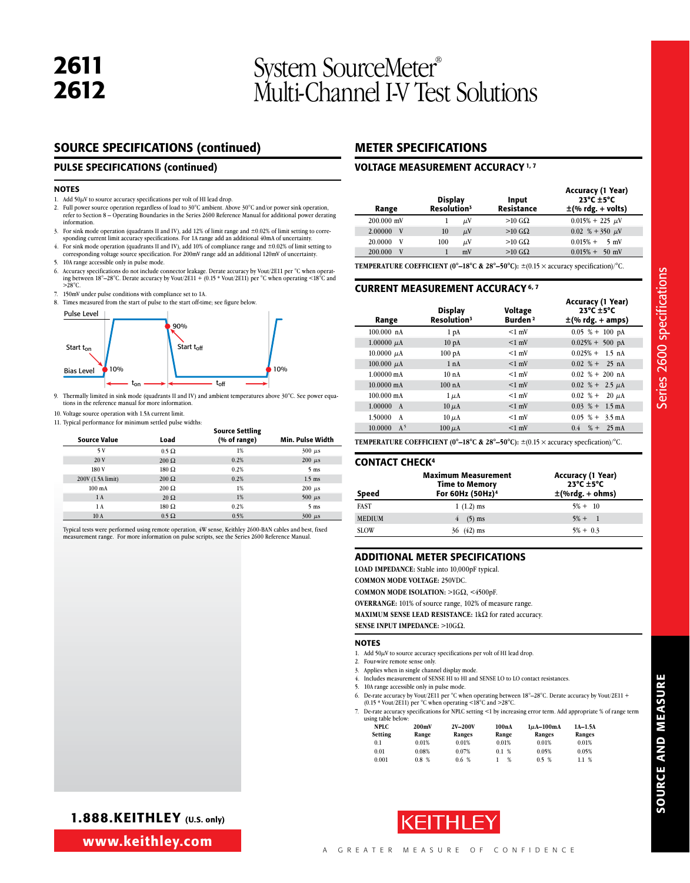# 2611
# 2612

# System SourceMeter® Multi-Channel I-V Test Solutions

## SOURCE SPECIFICATIONS (continued)

### PULSE SPECIFICATIONS (continued)

#### NOTES

1. Add 50µV to source accuracy specifications per volt of HI lead drop.
2. Full power source operation regardless of load to 30°C ambient. Above 30°C and/or power sink operation, refer to Section 8 – Operating Boundaries in the Series 2600 Reference Manual for additional power derating information.
3. For sink mode operation (quadrants II and IV), add 12% of limit range and ±0.02% of limit setting to corresponding current limit accuracy specifications. For 1A range add an additional 40mA of uncertainty.
4. For sink mode operation (quadrants II and IV), add 10% of compliance range and ±0.02% of limit setting to corresponding voltage source specification. For 200mV range add an additional 120mV of uncertainty.
5. 10A range accessible only in pulse mode.
6. Accuracy specifications do not include connector leakage. Derate accuracy by Vout/2E11 per °C when operating between 18°–28°C. Derate accuracy by Vout/2E11 + (0.15 * Vout/2E11) per °C when operating <18°C and >28°C.
7. 150mV under pulse conditions with compliance set to 1A.
8. Times measured from the start of pulse to the start off-time; see figure below.

Pulse Level, Bias Level, Start $t_{on}$, Start $t_{off}$, 90%, 10%, 10%, $t_{on}$, $t_{off}$

9. Thermally limited in sink mode (quadrants II and IV) and ambient temperatures above 30°C. See power equations in the reference manual for more information.
10. Voltage source operation with 1.5A current limit.
11. Typical performance for minimum settled pulse widths:

| Source Value | Load | Source Settling (% of range) | Min. Pulse Width |
|---|---|---|---|
| 5 V | 0.5 Ω | 1% | 300 µs |
| 20 V | 200 Ω | 0.2% | 200 µs |
| 180 V | 180 Ω | 0.2% | 5 ms |
| 200V (1.5A limit) | 200 Ω | 0.2% | 1.5 ms |
| 100 mA | 200 Ω | 1% | 200 µs |
| 1 A | 20 Ω | 1% | 500 µs |
| 1 A | 180 Ω | 0.2% | 5 ms |
| 10 A | 0.5 Ω | 0.5% | 300 µs |

Typical tests were performed using remote operation, 4W sense, Keithley 2600-BAN cables and best, fixed measurement range. For more information on pulse scripts, see the Series 2600 Reference Manual.

## METER SPECIFICATIONS

### VOLTAGE MEASUREMENT ACCURACY [1, 7]

| Range | Display Resolution[3] | Input Resistance | Accuracy (1 Year) 23°C ±5°C ±(% rdg. + volts) |
|---|---|---|---|
| 200.000 mV | 1 µV | >10 GΩ | 0.015% + 225 µV |
| 2.00000 V | 10 µV | >10 GΩ | 0.02 % + 350 µV |
| 20.0000 V | 100 µV | >10 GΩ | 0.015% + 5 mV |
| 200.000 V | 1 mV | >10 GΩ | 0.015% + 50 mV |

**TEMPERATURE COEFFICIENT (0°–18°C & 28°–50°C):** ±(0.15 × accuracy specification)/°C.

### CURRENT MEASUREMENT ACCURACY [6, 7]

| Range | Display Resolution[3] | Voltage Burden[2] | Accuracy (1 Year) 23°C ±5°C ±(% rdg. + amps) |
|---|---|---|---|
| 100.000 nA | 1 pA | <1 mV | 0.05 % + 100 pA |
| 1.00000 µA | 10 pA | <1 mV | 0.025% + 500 pA |
| 10.0000 µA | 100 pA | <1 mV | 0.025% + 1.5 nA |
| 100.000 µA | 1 nA | <1 mV | 0.02 % + 25 nA |
| 1.00000 mA | 10 nA | <1 mV | 0.02 % + 200 nA |
| 10.0000 mA | 100 nA | <1 mV | 0.02 % + 2.5 µA |
| 100.000 mA | 1 µA | <1 mV | 0.02 % + 20 µA |
| 1.00000 A | 10 µA | <1 mV | 0.03 % + 1.5 mA |
| 1.50000 A | 10 µA | <1 mV | 0.05 % + 3.5 mA |
| 10.0000 A[5] | 100 µA | <1 mV | 0.4 % + 25 mA |

**TEMPERATURE COEFFICIENT (0°–18°C & 28°–50°C):** ±(0.15 × accuracy specfication)/°C.

### CONTACT CHECK[4]

| Speed | Maximum Measurement Time to Memory For 60Hz (50Hz)[4] | Accuracy (1 Year) 23°C ±5°C ±(%rdg. + ohms) |
|---|---|---|
| FAST | 1 (1.2) ms | 5% + 10 |
| MEDIUM | 4 (5) ms | 5% + 1 |
| SLOW | 36 (42) ms | 5% + 0.3 |

## ADDITIONAL METER SPECIFICATIONS

**LOAD IMPEDANCE:** Stable into 10,000pF typical.

**COMMON MODE VOLTAGE:** 250VDC.

**COMMON MODE ISOLATION:** >1GΩ, <4500pF.

**OVERRANGE:** 101% of source range, 102% of measure range.

**MAXIMUM SENSE LEAD RESISTANCE:** 1kΩ for rated accuracy.

**SENSE INPUT IMPEDANCE:** >10GΩ.

#### NOTES

1. Add 50µV to source accuracy specifications per volt of HI lead drop.
2. Four-wire remote sense only.
3. Applies when in single channel display mode.
4. Includes measurement of SENSE HI to HI and SENSE LO to LO contact resistances.
5. 10A range accessible only in pulse mode.
6. De-rate accuracy by Vout/2E11 per °C when operating between 18°–28°C. Derate accuracy by Vout/2E11 + (0.15 * Vout/2E11) per °C when operating <18°C and >28°C.
7. De-rate accuracy specifications for NPLC setting <1 by increasing error term. Add appropriate % of range term using table below:

| NPLC Setting | 200mV Range | 2V–200V Ranges | 100nA Range | 1µA–100mA Ranges | 1A–1.5A Ranges |
|---|---|---|---|---|---|
| 0.1 | 0.01% | 0.01% | 0.01% | 0.01% | 0.01% |
| 0.01 | 0.08% | 0.07% | 0.1 % | 0.05% | 0.05% |
| 0.001 | 0.8 % | 0.6 % | 1 % | 0.5 % | 1.1 % |

1.888.KEITHLEY (U.S. only)

www.keithley.com

KEITHLEY

A GREATER MEASURE OF CONFIDENCE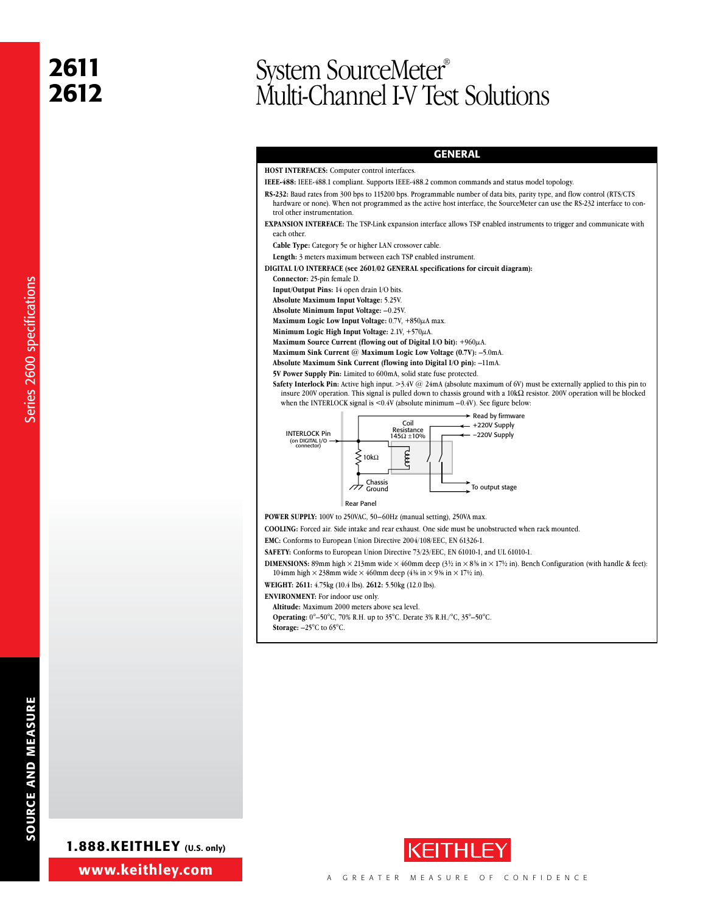# 2611
# 2612

# System SourceMeter® Multi-Channel I-V Test Solutions

## GENERAL

**HOST INTERFACES:** Computer control interfaces.

**IEEE-488:** IEEE-488.1 compliant. Supports IEEE-488.2 common commands and status model topology.

**RS-232:** Baud rates from 300 bps to 115200 bps. Programmable number of data bits, parity type, and flow control (RTS/CTS hardware or none). When not programmed as the active host interface, the SourceMeter can use the RS-232 interface to control other instrumentation.

**EXPANSION INTERFACE:** The TSP-Link expansion interface allows TSP enabled instruments to trigger and communicate with each other.

**Cable Type:** Category 5e or higher LAN crossover cable.

**Length:** 3 meters maximum between each TSP enabled instrument.

**DIGITAL I/O INTERFACE (see 2601/02 GENERAL specifications for circuit diagram):**

**Connector:** 25-pin female D.

**Input/Output Pins:** 14 open drain I/O bits.

**Absolute Maximum Input Voltage:** 5.25V.

**Absolute Minimum Input Voltage:** –0.25V.

**Maximum Logic Low Input Voltage:** 0.7V, +850µA max.

**Minimum Logic High Input Voltage:** 2.1V, +570µA.

**Maximum Source Current (flowing out of Digital I/O bit):** +960µA.

**Maximum Sink Current @ Maximum Logic Low Voltage (0.7V):** –5.0mA.

**Absolute Maximum Sink Current (flowing into Digital I/O pin):** –11mA.

**5V Power Supply Pin:** Limited to 600mA, solid state fuse protected.

**Safety Interlock Pin:** Active high input. >3.4V @ 24mA (absolute maximum of 6V) must be externally applied to this pin to insure 200V operation. This signal is pulled down to chassis ground with a 10kΩ resistor. 200V operation will be blocked when the INTERLOCK signal is <0.4V (absolute minimum –0.4V). See figure below:

INTERLOCK Pin (on DIGITAL I/O connector) — 10kΩ — Chassis Ground — Coil Resistance 145Ω ±10% — Read by firmware — +220V Supply — –220V Supply — To output stage — Rear Panel

**POWER SUPPLY:** 100V to 250VAC, 50–60Hz (manual setting), 250VA max.

**COOLING:** Forced air. Side intake and rear exhaust. One side must be unobstructed when rack mounted.

**EMC:** Conforms to European Union Directive 2004/108/EEC, EN 61326-1.

**SAFETY:** Conforms to European Union Directive 73/23/EEC, EN 61010-1, and UL 61010-1.

**DIMENSIONS:** 89mm high × 213mm wide × 460mm deep (3½ in × 8⅜ in × 17½ in). Bench Configuration (with handle & feet): 104mm high × 238mm wide × 460mm deep (4⅛ in × 9⅜ in × 17½ in).

**WEIGHT: 2611:** 4.75kg (10.4 lbs). **2612:** 5.50kg (12.0 lbs).

**ENVIRONMENT:** For indoor use only.

**Altitude:** Maximum 2000 meters above sea level.

**Operating:** 0°–50°C, 70% R.H. up to 35°C. Derate 3% R.H./°C, 35°–50°C.

**Storage:** –25°C to 65°C.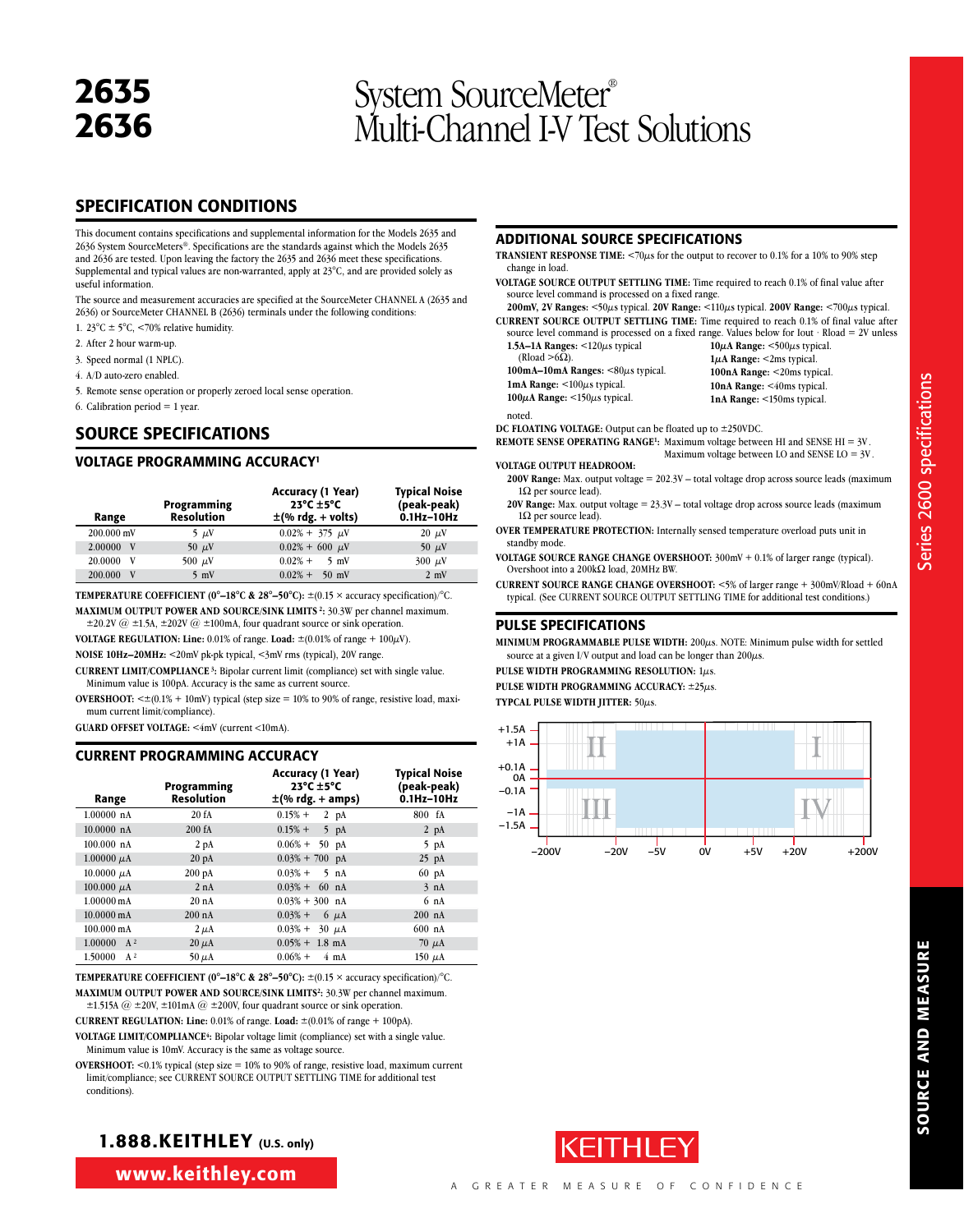# 2635
# 2636

# System SourceMeter® Multi-Channel I-V Test Solutions

## SPECIFICATION CONDITIONS

This document contains specifications and supplemental information for the Models 2635 and 2636 System SourceMeters®. Specifications are the standards against which the Models 2635 and 2636 are tested. Upon leaving the factory the 2635 and 2636 meet these specifications. Supplemental and typical values are non-warranted, apply at 23°C, and are provided solely as useful information.

The source and measurement accuracies are specified at the SourceMeter CHANNEL A (2635 and 2636) or SourceMeter CHANNEL B (2636) terminals under the following conditions:

1. 23°C ± 5°C, <70% relative humidity.
2. After 2 hour warm-up.
3. Speed normal (1 NPLC).
4. A/D auto-zero enabled.
5. Remote sense operation or properly zeroed local sense operation.
6. Calibration period = 1 year.

## SOURCE SPECIFICATIONS

### VOLTAGE PROGRAMMING ACCURACY[1]

| Range | Programming Resolution | Accuracy (1 Year) 23°C ±5°C ±(% rdg. + volts) | Typical Noise (peak-peak) 0.1Hz–10Hz |
|---|---|---|---|
| 200.000 mV | 5 µV | 0.02% + 375 µV | 20 µV |
| 2.00000 V | 50 µV | 0.02% + 600 µV | 50 µV |
| 20.0000 V | 500 µV | 0.02% + 5 mV | 300 µV |
| 200.000 V | 5 mV | 0.02% + 50 mV | 2 mV |

**TEMPERATURE COEFFICIENT (0°–18°C & 28°–50°C):** ±(0.15 × accuracy specification)/°C.

**MAXIMUM OUTPUT POWER AND SOURCE/SINK LIMITS[2]:** 30.3W per channel maximum. ±20.2V @ ±1.5A, ±202V @ ±100mA, four quadrant source or sink operation.

**VOLTAGE REGULATION: Line:** 0.01% of range. **Load:** ±(0.01% of range + 100µV).

**NOISE 10Hz–20MHz:** <20mV pk-pk typical, <3mV rms (typical), 20V range.

**CURRENT LIMIT/COMPLIANCE[3]:** Bipolar current limit (compliance) set with single value. Minimum value is 100pA. Accuracy is the same as current source.

**OVERSHOOT:** <±(0.1% + 10mV) typical (step size = 10% to 90% of range, resistive load, maximum current limit/compliance).

**GUARD OFFSET VOLTAGE:** <4mV (current <10mA).

### CURRENT PROGRAMMING ACCURACY

| Range | Programming Resolution | Accuracy (1 Year) 23°C ±5°C ±(% rdg. + amps) | Typical Noise (peak-peak) 0.1Hz–10Hz |
|---|---|---|---|
| 1.00000 nA | 20 fA | 0.15% + 2 pA | 800 fA |
| 10.0000 nA | 200 fA | 0.15% + 5 pA | 2 pA |
| 100.000 nA | 2 pA | 0.06% + 50 pA | 5 pA |
| 1.00000 µA | 20 pA | 0.03% + 700 pA | 25 pA |
| 10.0000 µA | 200 pA | 0.03% + 5 nA | 60 pA |
| 100.000 µA | 2 nA | 0.03% + 60 nA | 3 nA |
| 1.00000 mA | 20 nA | 0.03% + 300 nA | 6 nA |
| 10.0000 mA | 200 nA | 0.03% + 6 µA | 200 nA |
| 100.000 mA | 2 µA | 0.03% + 30 µA | 600 nA |
| 1.00000 A[2] | 20 µA | 0.05% + 1.8 mA | 70 µA |
| 1.50000 A[2] | 50 µA | 0.06% + 4 mA | 150 µA |

**TEMPERATURE COEFFICIENT (0°–18°C & 28°–50°C):** ±(0.15 × accuracy specification)/°C.

**MAXIMUM OUTPUT POWER AND SOURCE/SINK LIMITS[2]:** 30.3W per channel maximum. ±1.515A @ ±20V, ±101mA @ ±200V, four quadrant source or sink operation.

**CURRENT REGULATION: Line:** 0.01% of range. **Load:** ±(0.01% of range + 100pA).

**VOLTAGE LIMIT/COMPLIANCE[4]:** Bipolar voltage limit (compliance) set with a single value. Minimum value is 10mV. Accuracy is the same as voltage source.

**OVERSHOOT:** <0.1% typical (step size = 10% to 90% of range, resistive load, maximum current limit/compliance; see CURRENT SOURCE OUTPUT SETTLING TIME for additional test conditions).

## ADDITIONAL SOURCE SPECIFICATIONS

**TRANSIENT RESPONSE TIME:** <70µs for the output to recover to 0.1% for a 10% to 90% step change in load.

**VOLTAGE SOURCE OUTPUT SETTLING TIME:** Time required to reach 0.1% of final value after source level command is processed on a fixed range.
**200mV, 2V Ranges:** <50µs typical. **20V Range:** <110µs typical. **200V Range:** <700µs typical.

**CURRENT SOURCE OUTPUT SETTLING TIME:** Time required to reach 0.1% of final value after source level command is processed on a fixed range. Values below for Iout · Rload = 2V unless noted.
- **1.5A–1A Ranges:** <120µs typical (Rload >6Ω).
- **100mA–10mA Ranges:** <80µs typical.
- **1mA Range:** <100µs typical.
- **100µA Range:** <150µs typical.
- **10µA Range:** <500µs typical.
- **1µA Range:** <2ms typical.
- **100nA Range:** <20ms typical.
- **10nA Range:** <40ms typical.
- **1nA Range:** <150ms typical.

**DC FLOATING VOLTAGE:** Output can be floated up to ±250VDC.

**REMOTE SENSE OPERATING RANGE[1]:** Maximum voltage between HI and SENSE HI = 3V. Maximum voltage between LO and SENSE LO = 3V.

**VOLTAGE OUTPUT HEADROOM:**
**200V Range:** Max. output voltage = 202.3V – total voltage drop across source leads (maximum 1Ω per source lead).
**20V Range:** Max. output voltage = 23.3V – total voltage drop across source leads (maximum 1Ω per source lead).

**OVER TEMPERATURE PROTECTION:** Internally sensed temperature overload puts unit in standby mode.

**VOLTAGE SOURCE RANGE CHANGE OVERSHOOT:** 300mV + 0.1% of larger range (typical). Overshoot into a 200kΩ load, 20MHz BW.

**CURRENT SOURCE RANGE CHANGE OVERSHOOT:** <5% of larger range + 300mV/Rload + 60nA typical. (See CURRENT SOURCE OUTPUT SETTLING TIME for additional test conditions.)

## PULSE SPECIFICATIONS

**MINIMUM PROGRAMMABLE PULSE WIDTH:** 200µs. NOTE: Minimum pulse width for settled source at a given I/V output and load can be longer than 200µs.

**PULSE WIDTH PROGRAMMING RESOLUTION:** 1µs.

**PULSE WIDTH PROGRAMMING ACCURACY:** ±25µs.

**TYPCAL PULSE WIDTH JITTER:** 50µs.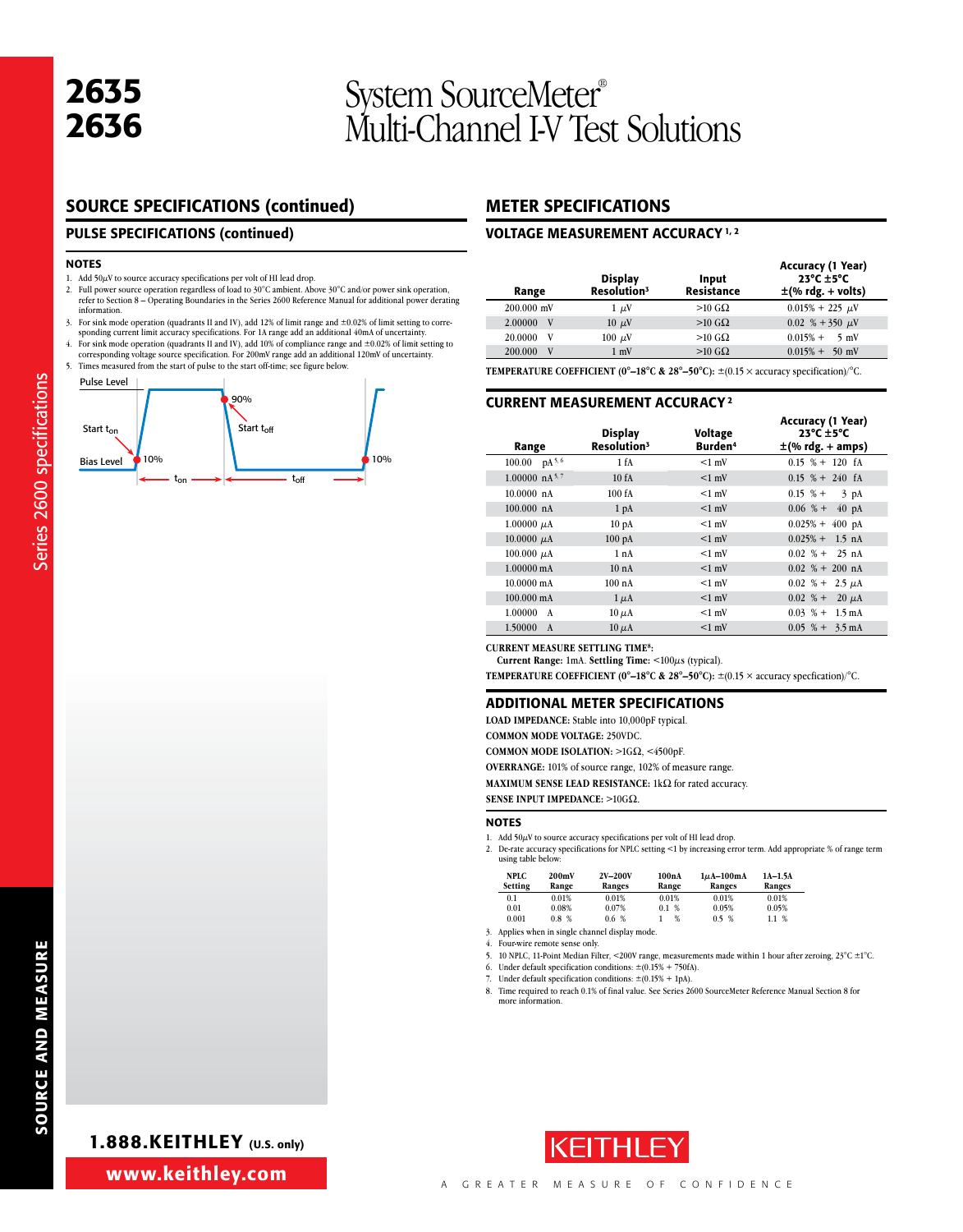# 2635
# 2636

# System SourceMeter® Multi-Channel I-V Test Solutions

## SOURCE SPECIFICATIONS (continued)

### PULSE SPECIFICATIONS (continued)

#### NOTES

1. Add 50µV to source accuracy specifications per volt of HI lead drop.
2. Full power source operation regardless of load to 30°C ambient. Above 30°C and/or power sink operation, refer to Section 8 – Operating Boundaries in the Series 2600 Reference Manual for additional power derating information.
3. For sink mode operation (quadrants II and IV), add 12% of limit range and ±0.02% of limit setting to corresponding current limit accuracy specifications. For 1A range add an additional 40mA of uncertainty.
4. For sink mode operation (quadrants II and IV), add 10% of compliance range and ±0.02% of limit setting to corresponding voltage source specification. For 200mV range add an additional 120mV of uncertainty.
5. Times measured from the start of pulse to the start off-time; see figure below.

Pulse Level, 90%, Start $t_{on}$, Start $t_{off}$, Bias Level, 10%, 10%, $t_{on}$, $t_{off}$

## METER SPECIFICATIONS

### VOLTAGE MEASUREMENT ACCURACY [1, 2]

| Range | Display Resolution[3] | Input Resistance | Accuracy (1 Year) 23°C ±5°C ±(% rdg. + volts) |
|---|---|---|---|
| 200.000 mV | 1 µV | >10 GΩ | 0.015% + 225 µV |
| 2.00000 V | 10 µV | >10 GΩ | 0.02 % + 350 µV |
| 20.0000 V | 100 µV | >10 GΩ | 0.015% + 5 mV |
| 200.000 V | 1 mV | >10 GΩ | 0.015% + 50 mV |

**TEMPERATURE COEFFICIENT (0°–18°C & 28°–50°C):** ±(0.15 × accuracy specification)/°C.

### CURRENT MEASUREMENT ACCURACY [2]

| Range | Display Resolution[3] | Voltage Burden[4] | Accuracy (1 Year) 23°C ±5°C ±(% rdg. + amps) |
|---|---|---|---|
| 100.00 pA[5, 6] | 1 fA | <1 mV | 0.15 % + 120 fA |
| 1.00000 nA[5, 7] | 10 fA | <1 mV | 0.15 % + 240 fA |
| 10.0000 nA | 100 fA | <1 mV | 0.15 % + 3 pA |
| 100.000 nA | 1 pA | <1 mV | 0.06 % + 40 pA |
| 1.00000 µA | 10 pA | <1 mV | 0.025% + 400 pA |
| 10.0000 µA | 100 pA | <1 mV | 0.025% + 1.5 nA |
| 100.000 µA | 1 nA | <1 mV | 0.02 % + 25 nA |
| 1.00000 mA | 10 nA | <1 mV | 0.02 % + 200 nA |
| 10.0000 mA | 100 nA | <1 mV | 0.02 % + 2.5 µA |
| 100.000 mA | 1 µA | <1 mV | 0.02 % + 20 µA |
| 1.00000 A | 10 µA | <1 mV | 0.03 % + 1.5 mA |
| 1.50000 A | 10 µA | <1 mV | 0.05 % + 3.5 mA |

**CURRENT MEASURE SETTLING TIME[8]:**
**Current Range:** 1mA. **Settling Time:** <100µs (typical).

**TEMPERATURE COEFFICIENT (0°–18°C & 28°–50°C):** ±(0.15 × accuracy specfication)/°C.

### ADDITIONAL METER SPECIFICATIONS

**LOAD IMPEDANCE:** Stable into 10,000pF typical.

**COMMON MODE VOLTAGE:** 250VDC.

**COMMON MODE ISOLATION:** >1GΩ, <4500pF.

**OVERRANGE:** 101% of source range, 102% of measure range.

**MAXIMUM SENSE LEAD RESISTANCE:** 1kΩ for rated accuracy.

**SENSE INPUT IMPEDANCE:** >10GΩ.

#### NOTES

1. Add 50µV to source accuracy specifications per volt of HI lead drop.
2. De-rate accuracy specifications for NPLC setting <1 by increasing error term. Add appropriate % of range term using table below:

| NPLC Setting | 200mV Range | 2V–200V Ranges | 100nA Range | 1µA–100mA Ranges | 1A–1.5A Ranges |
|---|---|---|---|---|---|
| 0.1 | 0.01% | 0.01% | 0.01% | 0.01% | 0.01% |
| 0.01 | 0.08% | 0.07% | 0.1 % | 0.05% | 0.05% |
| 0.001 | 0.8 % | 0.6 % | 1 % | 0.5 % | 1.1 % |

3. Applies when in single channel display mode.
4. Four-wire remote sense only.
5. 10 NPLC, 11-Point Median Filter, <200V range, measurements made within 1 hour after zeroing, 23°C ±1°C.
6. Under default specification conditions: ±(0.15% + 750fA).
7. Under default specification conditions: ±(0.15% + 1pA).
8. Time required to reach 0.1% of final value. See Series 2600 SourceMeter Reference Manual Section 8 for more information.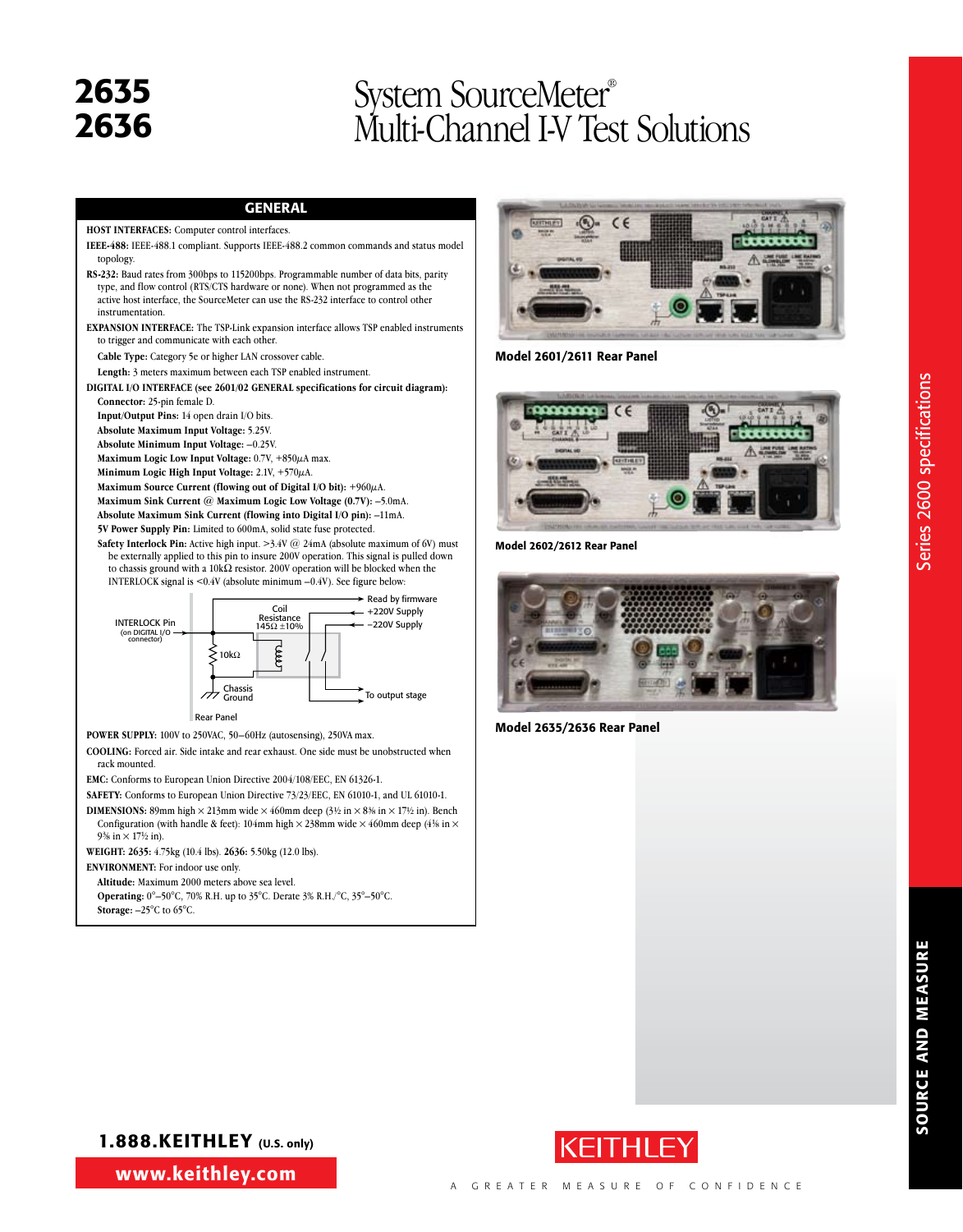# 2635
# 2636

# System SourceMeter® Multi-Channel I-V Test Solutions

## GENERAL

**HOST INTERFACES:** Computer control interfaces.

**IEEE-488:** IEEE-488.1 compliant. Supports IEEE-488.2 common commands and status model topology.

**RS-232:** Baud rates from 300bps to 115200bps. Programmable number of data bits, parity type, and flow control (RTS/CTS hardware or none). When not programmed as the active host interface, the SourceMeter can use the RS-232 interface to control other instrumentation.

**EXPANSION INTERFACE:** The TSP-Link expansion interface allows TSP enabled instruments to trigger and communicate with each other.

**Cable Type:** Category 5e or higher LAN crossover cable.

**Length:** 3 meters maximum between each TSP enabled instrument.

**DIGITAL I/O INTERFACE (see 2601/02 GENERAL specifications for circuit diagram):**

**Connector:** 25-pin female D.

**Input/Output Pins:** 14 open drain I/O bits.

**Absolute Maximum Input Voltage:** 5.25V.

**Absolute Minimum Input Voltage:** –0.25V.

**Maximum Logic Low Input Voltage:** 0.7V, +850µA max.

**Minimum Logic High Input Voltage:** 2.1V, +570µA.

**Maximum Source Current (flowing out of Digital I/O bit):** +960µA.

**Maximum Sink Current @ Maximum Logic Low Voltage (0.7V):** –5.0mA.

**Absolute Maximum Sink Current (flowing into Digital I/O pin):** –11mA.

**5V Power Supply Pin:** Limited to 600mA, solid state fuse protected.

**Safety Interlock Pin:** Active high input. >3.4V @ 24mA (absolute maximum of 6V) must be externally applied to this pin to insure 200V operation. This signal is pulled down to chassis ground with a 10kΩ resistor. 200V operation will be blocked when the INTERLOCK signal is <0.4V (absolute minimum –0.4V). See figure below:

INTERLOCK Pin (on DIGITAL I/O connector) — Coil Resistance 145Ω ±10% — Read by firmware — +220V Supply — –220V Supply — 10kΩ — Chassis Ground — To output stage — Rear Panel

**POWER SUPPLY:** 100V to 250VAC, 50–60Hz (autosensing), 250VA max.

**COOLING:** Forced air. Side intake and rear exhaust. One side must be unobstructed when rack mounted.

**EMC:** Conforms to European Union Directive 2004/108/EEC, EN 61326-1.

**SAFETY:** Conforms to European Union Directive 73/23/EEC, EN 61010-1, and UL 61010-1.

**DIMENSIONS:** 89mm high × 213mm wide × 460mm deep (3½ in × 8⅜ in × 17½ in). Bench Configuration (with handle & feet): 104mm high × 238mm wide × 460mm deep (4⅛ in × 9⅜ in × 17½ in).

**WEIGHT: 2635:** 4.75kg (10.4 lbs). **2636:** 5.50kg (12.0 lbs).

**ENVIRONMENT:** For indoor use only.

**Altitude:** Maximum 2000 meters above sea level.

**Operating:** 0°–50°C, 70% R.H. up to 35°C. Derate 3% R.H./°C, 35°–50°C.

**Storage:** –25°C to 65°C.

Model 2601/2611 Rear Panel

Model 2602/2612 Rear Panel

Model 2635/2636 Rear Panel

Series 2600 specifications

SOURCE AND MEASURE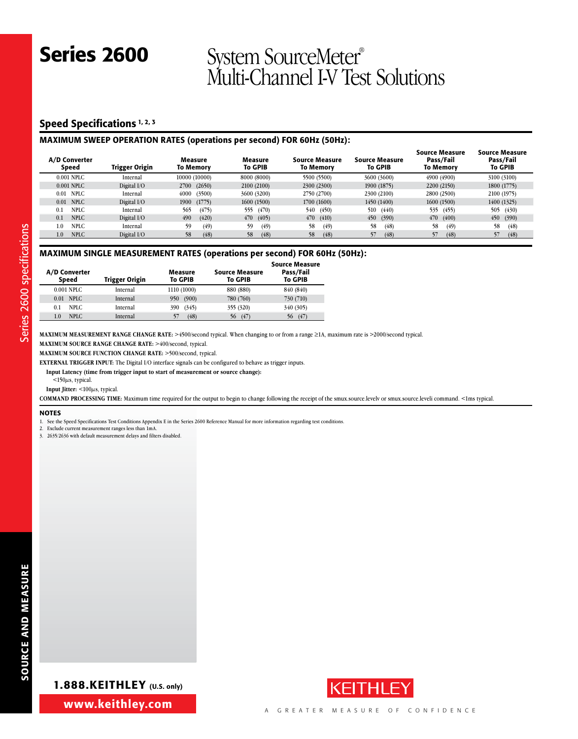# Series 2600

## System SourceMeter® Multi-Channel I-V Test Solutions

## Speed Specifications [1, 2, 3]

### MAXIMUM SWEEP OPERATION RATES (operations per second) FOR 60Hz (50Hz):

| A/D Converter Speed | Trigger Origin | Measure To Memory | Measure To GPIB | Source Measure To Memory | Source Measure To GPIB | Source Measure Pass/Fail To Memory | Source Measure Pass/Fail To GPIB |
|---|---|---|---|---|---|---|---|
| 0.001 NPLC | Internal | 10000 (10000) | 8000 (8000) | 5500 (5500) | 3600 (3600) | 4900 (4900) | 3100 (3100) |
| 0.001 NPLC | Digital I/O | 2700 (2650) | 2100 (2100) | 2300 (2300) | 1900 (1875) | 2200 (2150) | 1800 (1775) |
| 0.01 NPLC | Internal | 4000 (3500) | 3600 (3200) | 2750 (2700) | 2300 (2100) | 2800 (2500) | 2100 (1975) |
| 0.01 NPLC | Digital I/O | 1900 (1775) | 1600 (1500) | 1700 (1600) | 1450 (1400) | 1600 (1500) | 1400 (1325) |
| 0.1 NPLC | Internal | 565 (475) | 555 (470) | 540 (450) | 510 (440) | 535 (455) | 505 (430) |
| 0.1 NPLC | Digital I/O | 490 (420) | 470 (405) | 470 (410) | 450 (390) | 470 (400) | 450 (390) |
| 1.0 NPLC | Internal | 59 (49) | 59 (49) | 58 (49) | 58 (48) | 58 (49) | 58 (48) |
| 1.0 NPLC | Digital I/O | 58 (48) | 58 (48) | 58 (48) | 57 (48) | 57 (48) | 57 (48) |

### MAXIMUM SINGLE MEASUREMENT RATES (operations per second) FOR 60Hz (50Hz):

| A/D Converter Speed | Trigger Origin | Measure To GPIB | Source Measure To GPIB | Source Measure Pass/Fail To GPIB |
|---|---|---|---|---|
| 0.001 NPLC | Internal | 1110 (1000) | 880 (880) | 840 (840) |
| 0.01 NPLC | Internal | 950 (900) | 780 (760) | 730 (710) |
| 0.1 NPLC | Internal | 390 (345) | 355 (320) | 340 (305) |
| 1.0 NPLC | Internal | 57 (48) | 56 (47) | 56 (47) |

**MAXIMUM MEASUREMENT RANGE CHANGE RATE:** >4500/second typical. When changing to or from a range ≥1A, maximum rate is >2000/second typical.

**MAXIMUM SOURCE RANGE CHANGE RATE:** >400/second, typical.

**MAXIMUM SOURCE FUNCTION CHANGE RATE:** >500/second, typical.

**EXTERNAL TRIGGER INPUT:** The Digital I/O interface signals can be configured to behave as trigger inputs.

**Input Latency (time from trigger input to start of measurement or source change):**
<150µs, typical.

**Input Jitter:** <100µs, typical.

**COMMAND PROCESSING TIME:** Maximum time required for the output to begin to change following the receipt of the smux.source.levelv or smux.source.leveli command. <1ms typical.

### NOTES

1. See the Speed Specifications Test Conditions Appendix E in the Series 2600 Reference Manual for more information regarding test conditions.
2. Exclude current measurement ranges less than 1mA.
3. 2635/2636 with default measurement delays and filters disabled.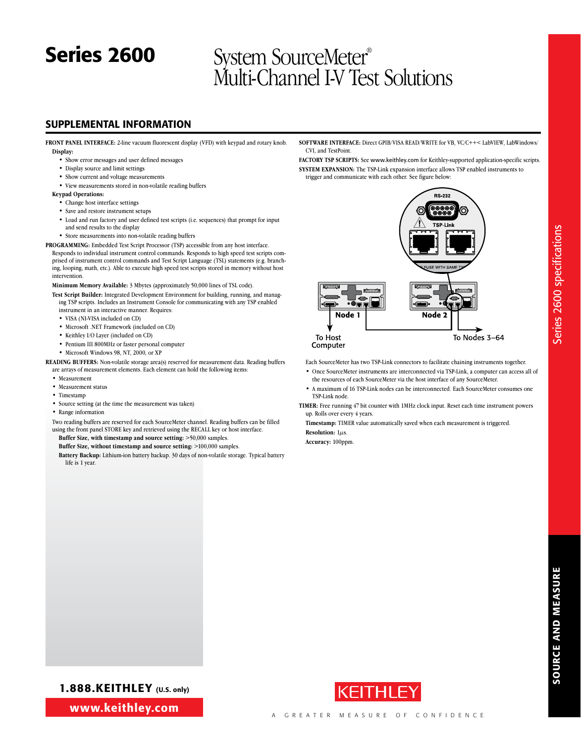# Series 2600

## System SourceMeter® Multi-Channel I-V Test Solutions

## SUPPLEMENTAL INFORMATION

**FRONT PANEL INTERFACE:** 2-line vacuum fluorescent display (VFD) with keypad and rotary knob.

**Display:**

- Show error messages and user defined messages
- Display source and limit settings
- Show current and voltage measurements
- View measurements stored in non-volatile reading buffers

**Keypad Operations:**

- Change host interface settings
- Save and restore instrument setups
- Load and run factory and user defined test scripts (i.e. sequences) that prompt for input and send results to the display
- Store measurements into non-volatile reading buffers

**PROGRAMMING:** Embedded Test Script Processor (TSP) accessible from any host interface. Responds to individual instrument control commands. Responds to high speed test scripts comprised of instrument control commands and Test Script Language (TSL) statements (e.g. branching, looping, math, etc.). Able to execute high speed test scripts stored in memory without host intervention.

**Minimum Memory Available:** 3 Mbytes (approximately 50,000 lines of TSL code).

**Test Script Builder:** Integrated Development Environment for building, running, and managing TSP scripts. Includes an Instrument Console for communicating with any TSP enabled instrument in an interactive manner. Requires:

- VISA (NI-VISA included on CD)
- Microsoft .NET Framework (included on CD)
- Keithley I/O Layer (included on CD)
- Pentium III 800MHz or faster personal computer
- Microsoft Windows 98, NT, 2000, or XP

**READING BUFFERS:** Non-volatile storage area(s) reserved for measurement data. Reading buffers are arrays of measurement elements. Each element can hold the following items:

- Measurement
- Measurement status
- Timestamp
- Source setting (at the time the measurement was taken)
- Range information

Two reading buffers are reserved for each SourceMeter channel. Reading buffers can be filled using the front panel STORE key and retrieved using the RECALL key or host interface.

**Buffer Size, with timestamp and source setting:** >50,000 samples.

**Buffer Size, without timestamp and source setting:** >100,000 samples.

**Battery Backup:** Lithium-ion battery backup. 30 days of non-volatile storage. Typical battery life is 1 year.

**SOFTWARE INTERFACE:** Direct GPIB/VISA READ/WRITE for VB, VC/C++< LabVIEW, LabWindows/CVI, and TestPoint.

**FACTORY TSP SCRIPTS:** See www.keithley.com for Keithley-supported application-specific scripts.

**SYSTEM EXPANSION:** The TSP-Link expansion interface allows TSP enabled instruments to trigger and communicate with each other. See figure below:

RS-232 · TSP-Link · Node 1 · Node 2 · To Host Computer · To Nodes 3–64

Each SourceMeter has two TSP-Link connectors to facilitate chaining instruments together.

- Once SourceMeter instruments are interconnected via TSP-Link, a computer can access all of the resources of each SourceMeter via the host interface of any SourceMeter.
- A maximum of 16 TSP-Link nodes can be interconnected. Each SourceMeter consumes one TSP-Link node.

**TIMER:** Free running 47 bit counter with 1MHz clock input. Reset each time instrument powers up. Rolls over every 4 years.

**Timestamp:** TIMER value automatically saved when each measurement is triggered.

**Resolution:** 1µs.

**Accuracy:** 100ppm.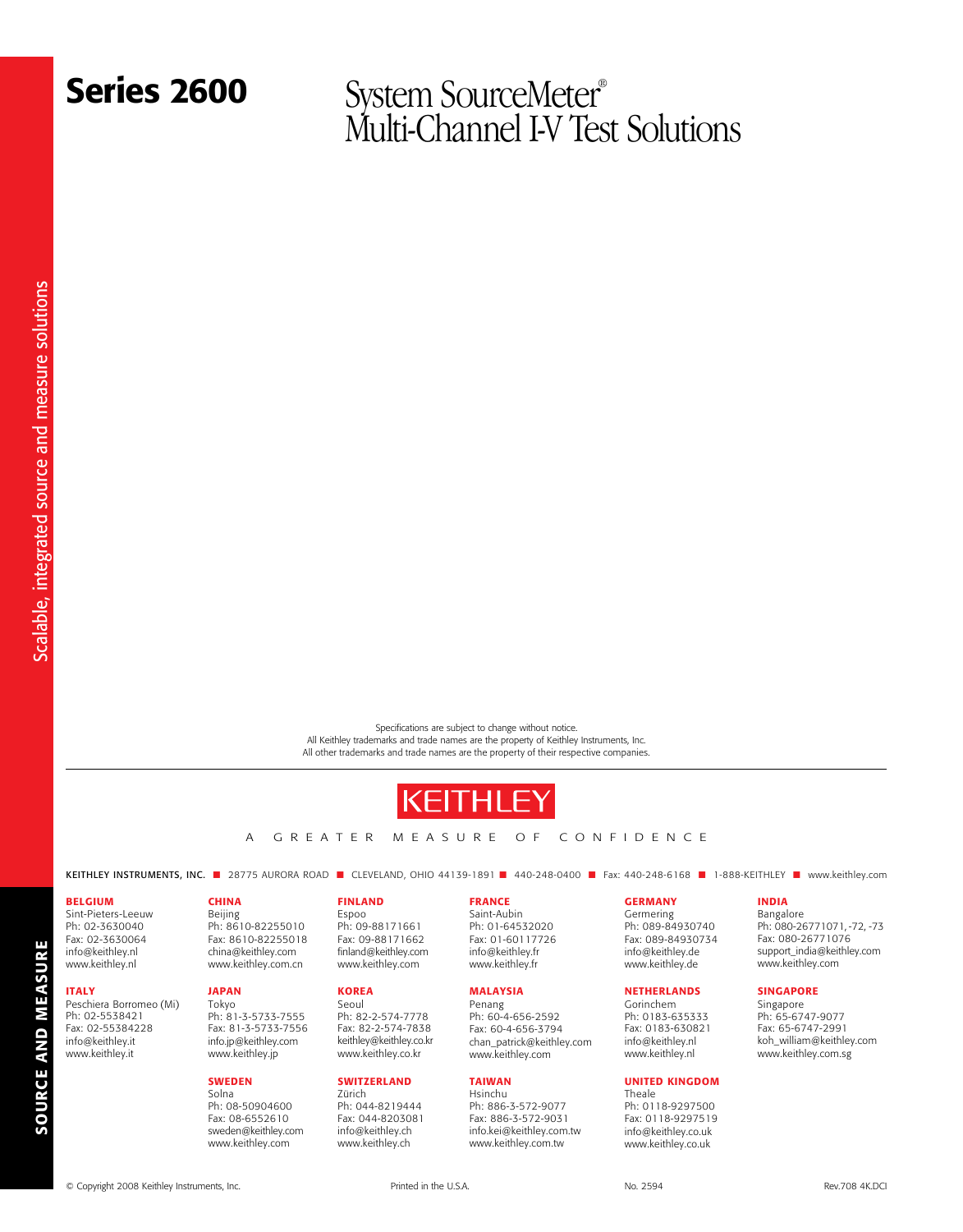# Series 2600

System SourceMeter®
Multi-Channel I-V Test Solutions

Scalable, integrated source and measure solutions

Specifications are subject to change without notice.
All Keithley trademarks and trade names are the property of Keithley Instruments, Inc.
All other trademarks and trade names are the property of their respective companies.

KEITHLEY

A GREATER MEASURE OF CONFIDENCE

KEITHLEY INSTRUMENTS, INC. ■ 28775 AURORA ROAD ■ CLEVELAND, OHIO 44139-1891 ■ 440-248-0400 ■ Fax: 440-248-6168 ■ 1-888-KEITHLEY ■ www.keithley.com

**BELGIUM**
Sint-Pieters-Leeuw
Ph: 02-3630040
Fax: 02-3630064
info@keithley.nl
www.keithley.nl

**CHINA**
Beijing
Ph: 8610-82255010
Fax: 8610-82255018
china@keithley.com
www.keithley.com.cn

**FINLAND**
Espoo
Ph: 09-88171661
Fax: 09-88171662
finland@keithley.com
www.keithley.com

**FRANCE**
Saint-Aubin
Ph: 01-64532020
Fax: 01-60117726
info@keithley.fr
www.keithley.fr

**GERMANY**
Germering
Ph: 089-84930740
Fax: 089-84930734
info@keithley.de
www.keithley.de

**INDIA**
Bangalore
Ph: 080-26771071, -72, -73
Fax: 080-26771076
support_india@keithley.com
www.keithley.com

**ITALY**
Peschiera Borromeo (Mi)
Ph: 02-5538421
Fax: 02-55384228
info@keithley.it
www.keithley.it

**JAPAN**
Tokyo
Ph: 81-3-5733-7555
Fax: 81-3-5733-7556
info.jp@keithley.com
www.keithley.jp

**KOREA**
Seoul
Ph: 82-2-574-7778
Fax: 82-2-574-7838
keithley@keithley.co.kr
www.keithley.co.kr

**MALAYSIA**
Penang
Ph: 60-4-656-2592
Fax: 60-4-656-3794
chan_patrick@keithley.com
www.keithley.com

**NETHERLANDS**
Gorinchem
Ph: 0183-635333
Fax: 0183-630821
info@keithley.nl
www.keithley.nl

**SINGAPORE**
Singapore
Ph: 65-6747-9077
Fax: 65-6747-2991
koh_william@keithley.com
www.keithley.com.sg

**SWEDEN**
Solna
Ph: 08-50904600
Fax: 08-6552610
sweden@keithley.com
www.keithley.com

**SWITZERLAND**
Zürich
Ph: 044-8219444
Fax: 044-8203081
info@keithley.ch
www.keithley.ch

**TAIWAN**
Hsinchu
Ph: 886-3-572-9077
Fax: 886-3-572-9031
info.kei@keithley.com.tw
www.keithley.com.tw

**UNITED KINGDOM**
Theale
Ph: 0118-9297500
Fax: 0118-9297519
info@keithley.co.uk
www.keithley.co.uk

© Copyright 2008 Keithley Instruments, Inc. Printed in the U.S.A. No. 2594 Rev.708 4K.DCI